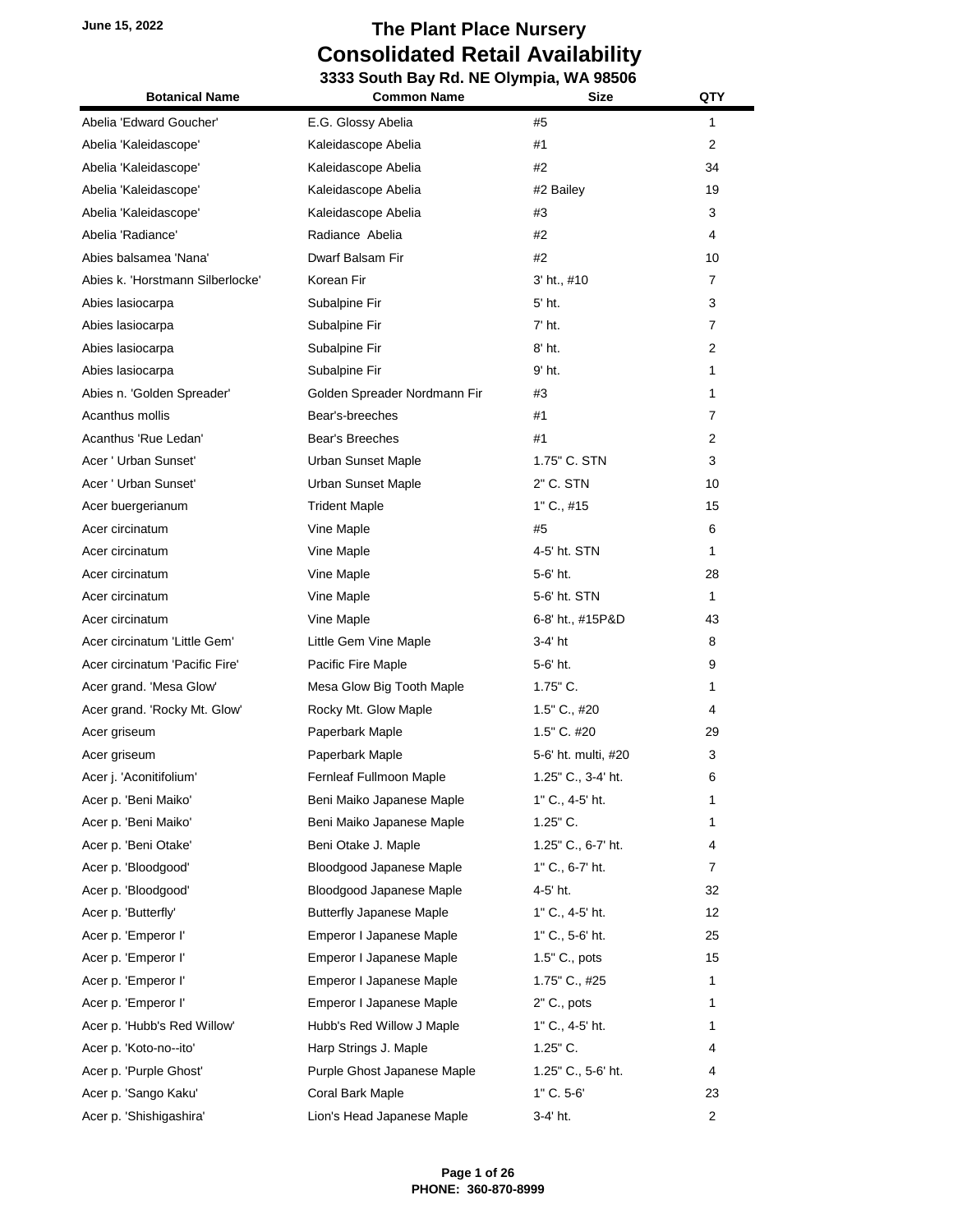June 15, 2022

# The Plant Place Nursery
# Consolidated Retail Availability
### 3333 South Bay Rd. NE Olympia, WA 98506

| Botanical Name | Common Name | Size | QTY |
|---|---|---|---|
| Abelia 'Edward Goucher' | E.G. Glossy Abelia | #5 | 1 |
| Abelia 'Kaleidascope' | Kaleidascope Abelia | #1 | 2 |
| Abelia 'Kaleidascope' | Kaleidascope Abelia | #2 | 34 |
| Abelia 'Kaleidascope' | Kaleidascope Abelia | #2 Bailey | 19 |
| Abelia 'Kaleidascope' | Kaleidascope Abelia | #3 | 3 |
| Abelia 'Radiance' | Radiance Abelia | #2 | 4 |
| Abies balsamea 'Nana' | Dwarf Balsam Fir | #2 | 10 |
| Abies k. 'Horstmann Silberlocke' | Korean Fir | 3' ht., #10 | 7 |
| Abies lasiocarpa | Subalpine Fir | 5' ht. | 3 |
| Abies lasiocarpa | Subalpine Fir | 7' ht. | 7 |
| Abies lasiocarpa | Subalpine Fir | 8' ht. | 2 |
| Abies lasiocarpa | Subalpine Fir | 9' ht. | 1 |
| Abies n. 'Golden Spreader' | Golden Spreader Nordmann Fir | #3 | 1 |
| Acanthus mollis | Bear's-breeches | #1 | 7 |
| Acanthus 'Rue Ledan' | Bear's Breeches | #1 | 2 |
| Acer ' Urban Sunset' | Urban Sunset Maple | 1.75" C. STN | 3 |
| Acer ' Urban Sunset' | Urban Sunset Maple | 2" C. STN | 10 |
| Acer buergerianum | Trident Maple | 1" C., #15 | 15 |
| Acer circinatum | Vine Maple | #5 | 6 |
| Acer circinatum | Vine Maple | 4-5' ht. STN | 1 |
| Acer circinatum | Vine Maple | 5-6' ht. | 28 |
| Acer circinatum | Vine Maple | 5-6' ht. STN | 1 |
| Acer circinatum | Vine Maple | 6-8' ht., #15P&D | 43 |
| Acer circinatum 'Little Gem' | Little Gem Vine Maple | 3-4' ht | 8 |
| Acer circinatum 'Pacific Fire' | Pacific Fire Maple | 5-6' ht. | 9 |
| Acer grand. 'Mesa Glow' | Mesa Glow Big Tooth Maple | 1.75" C. | 1 |
| Acer grand. 'Rocky Mt. Glow' | Rocky Mt. Glow Maple | 1.5" C., #20 | 4 |
| Acer griseum | Paperbark Maple | 1.5" C. #20 | 29 |
| Acer griseum | Paperbark Maple | 5-6' ht. multi, #20 | 3 |
| Acer j. 'Aconitifolium' | Fernleaf Fullmoon Maple | 1.25" C., 3-4' ht. | 6 |
| Acer p. 'Beni Maiko' | Beni Maiko Japanese Maple | 1" C., 4-5' ht. | 1 |
| Acer p. 'Beni Maiko' | Beni Maiko Japanese Maple | 1.25" C. | 1 |
| Acer p. 'Beni Otake' | Beni Otake J. Maple | 1.25" C., 6-7' ht. | 4 |
| Acer p. 'Bloodgood' | Bloodgood Japanese Maple | 1" C., 6-7' ht. | 7 |
| Acer p. 'Bloodgood' | Bloodgood Japanese Maple | 4-5' ht. | 32 |
| Acer p. 'Butterfly' | Butterfly Japanese Maple | 1" C., 4-5' ht. | 12 |
| Acer p. 'Emperor I' | Emperor I Japanese Maple | 1" C., 5-6' ht. | 25 |
| Acer p. 'Emperor I' | Emperor I Japanese Maple | 1.5" C., pots | 15 |
| Acer p. 'Emperor I' | Emperor I Japanese Maple | 1.75" C., #25 | 1 |
| Acer p. 'Emperor I' | Emperor I Japanese Maple | 2" C., pots | 1 |
| Acer p. 'Hubb's Red Willow' | Hubb's Red Willow J Maple | 1" C., 4-5' ht. | 1 |
| Acer p. 'Koto-no--ito' | Harp Strings J. Maple | 1.25" C. | 4 |
| Acer p. 'Purple Ghost' | Purple Ghost Japanese Maple | 1.25" C., 5-6' ht. | 4 |
| Acer p. 'Sango Kaku' | Coral Bark Maple | 1" C. 5-6' | 23 |
| Acer p. 'Shishigashira' | Lion's Head Japanese Maple | 3-4' ht. | 2 |

PHONE: 360-870-8999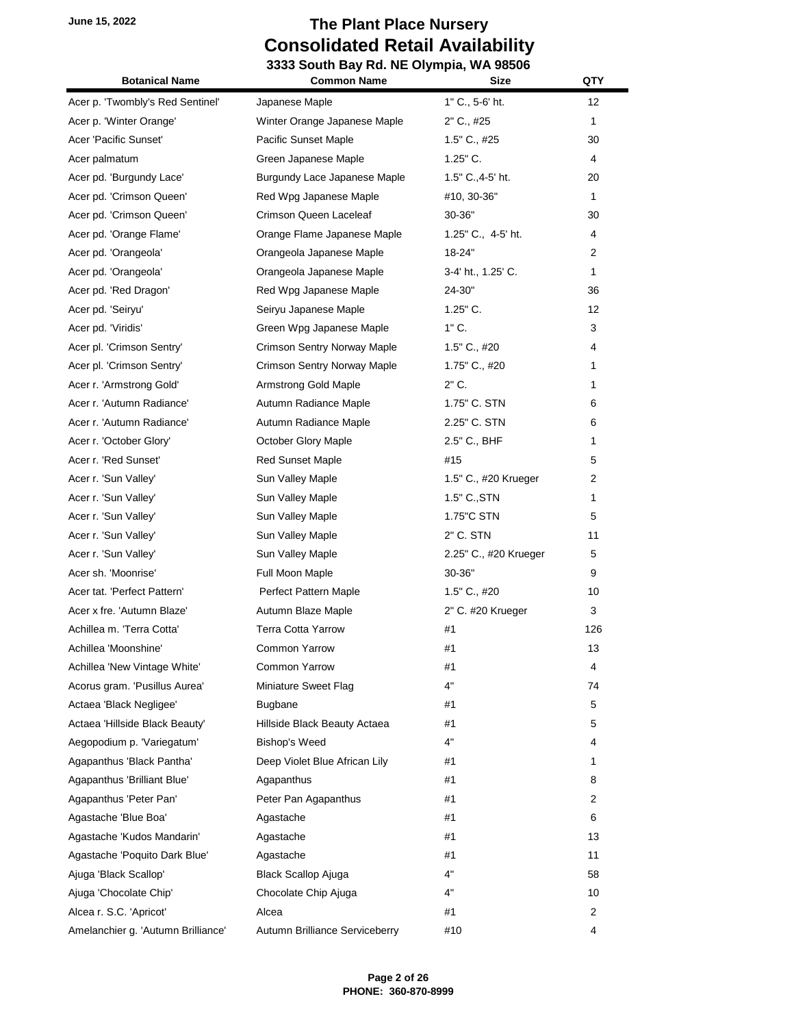June 15, 2022

# The Plant Place Nursery
## Consolidated Retail Availability
### 3333 South Bay Rd. NE Olympia, WA 98506

| Botanical Name | Common Name | Size | QTY |
|---|---|---|---|
| Acer p. 'Twombly's Red Sentinel' | Japanese Maple | 1" C., 5-6' ht. | 12 |
| Acer p. 'Winter Orange' | Winter Orange Japanese Maple | 2" C., #25 | 1 |
| Acer 'Pacific Sunset' | Pacific Sunset Maple | 1.5" C., #25 | 30 |
| Acer palmatum | Green Japanese Maple | 1.25" C. | 4 |
| Acer pd. 'Burgundy Lace' | Burgundy Lace Japanese Maple | 1.5" C.,4-5' ht. | 20 |
| Acer pd. 'Crimson Queen' | Red Wpg Japanese Maple | #10, 30-36" | 1 |
| Acer pd. 'Crimson Queen' | Crimson Queen Laceleaf | 30-36" | 30 |
| Acer pd. 'Orange Flame' | Orange Flame Japanese Maple | 1.25" C., 4-5' ht. | 4 |
| Acer pd. 'Orangeola' | Orangeola Japanese Maple | 18-24" | 2 |
| Acer pd. 'Orangeola' | Orangeola Japanese Maple | 3-4' ht., 1.25' C. | 1 |
| Acer pd. 'Red Dragon' | Red Wpg Japanese Maple | 24-30" | 36 |
| Acer pd. 'Seiryu' | Seiryu Japanese Maple | 1.25" C. | 12 |
| Acer pd. 'Viridis' | Green Wpg Japanese Maple | 1" C. | 3 |
| Acer pl. 'Crimson Sentry' | Crimson Sentry Norway Maple | 1.5" C., #20 | 4 |
| Acer pl. 'Crimson Sentry' | Crimson Sentry Norway Maple | 1.75" C., #20 | 1 |
| Acer r. 'Armstrong Gold' | Armstrong Gold Maple | 2" C. | 1 |
| Acer r. 'Autumn Radiance' | Autumn Radiance Maple | 1.75" C. STN | 6 |
| Acer r. 'Autumn Radiance' | Autumn Radiance Maple | 2.25" C. STN | 6 |
| Acer r. 'October Glory' | October Glory Maple | 2.5" C., BHF | 1 |
| Acer r. 'Red Sunset' | Red Sunset Maple | #15 | 5 |
| Acer r. 'Sun Valley' | Sun Valley Maple | 1.5" C., #20 Krueger | 2 |
| Acer r. 'Sun Valley' | Sun Valley Maple | 1.5" C.,STN | 1 |
| Acer r. 'Sun Valley' | Sun Valley Maple | 1.75"C STN | 5 |
| Acer r. 'Sun Valley' | Sun Valley Maple | 2" C. STN | 11 |
| Acer r. 'Sun Valley' | Sun Valley Maple | 2.25" C., #20 Krueger | 5 |
| Acer sh. 'Moonrise' | Full Moon Maple | 30-36" | 9 |
| Acer tat. 'Perfect Pattern' | Perfect Pattern Maple | 1.5" C., #20 | 10 |
| Acer x fre. 'Autumn Blaze' | Autumn Blaze Maple | 2" C. #20 Krueger | 3 |
| Achillea m. 'Terra Cotta' | Terra Cotta Yarrow | #1 | 126 |
| Achillea 'Moonshine' | Common Yarrow | #1 | 13 |
| Achillea 'New Vintage White' | Common Yarrow | #1 | 4 |
| Acorus gram. 'Pusillus Aurea' | Miniature Sweet Flag | 4" | 74 |
| Actaea 'Black Negligee' | Bugbane | #1 | 5 |
| Actaea 'Hillside Black Beauty' | Hillside Black Beauty Actaea | #1 | 5 |
| Aegopodium p. 'Variegatum' | Bishop's Weed | 4" | 4 |
| Agapanthus 'Black Pantha' | Deep Violet Blue African Lily | #1 | 1 |
| Agapanthus 'Brilliant Blue' | Agapanthus | #1 | 8 |
| Agapanthus 'Peter Pan' | Peter Pan Agapanthus | #1 | 2 |
| Agastache 'Blue Boa' | Agastache | #1 | 6 |
| Agastache 'Kudos Mandarin' | Agastache | #1 | 13 |
| Agastache 'Poquito Dark Blue' | Agastache | #1 | 11 |
| Ajuga 'Black Scallop' | Black Scallop Ajuga | 4" | 58 |
| Ajuga 'Chocolate Chip' | Chocolate Chip Ajuga | 4" | 10 |
| Alcea r. S.C. 'Apricot' | Alcea | #1 | 2 |
| Amelanchier g. 'Autumn Brilliance' | Autumn Brilliance Serviceberry | #10 | 4 |

PHONE: 360-870-8999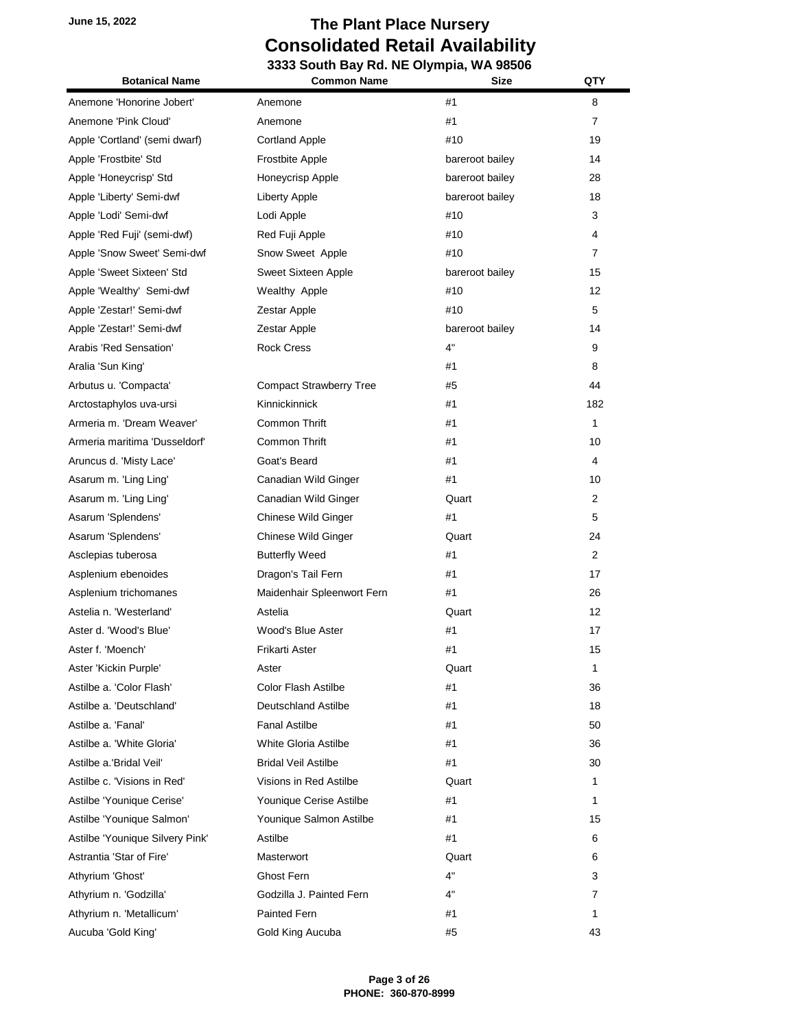June 15, 2022

# The Plant Place Nursery
## Consolidated Retail Availability
### 3333 South Bay Rd. NE Olympia, WA 98506

| Botanical Name | Common Name | Size | QTY |
|---|---|---|---|
| Anemone 'Honorine Jobert' | Anemone | #1 | 8 |
| Anemone 'Pink Cloud' | Anemone | #1 | 7 |
| Apple 'Cortland' (semi dwarf) | Cortland Apple | #10 | 19 |
| Apple 'Frostbite' Std | Frostbite Apple | bareroot bailey | 14 |
| Apple 'Honeycrisp' Std | Honeycrisp Apple | bareroot bailey | 28 |
| Apple 'Liberty' Semi-dwf | Liberty Apple | bareroot bailey | 18 |
| Apple 'Lodi' Semi-dwf | Lodi Apple | #10 | 3 |
| Apple 'Red Fuji' (semi-dwf) | Red Fuji Apple | #10 | 4 |
| Apple 'Snow Sweet' Semi-dwf | Snow Sweet Apple | #10 | 7 |
| Apple 'Sweet Sixteen' Std | Sweet Sixteen Apple | bareroot bailey | 15 |
| Apple 'Wealthy' Semi-dwf | Wealthy Apple | #10 | 12 |
| Apple 'Zestar!' Semi-dwf | Zestar Apple | #10 | 5 |
| Apple 'Zestar!' Semi-dwf | Zestar Apple | bareroot bailey | 14 |
| Arabis 'Red Sensation' | Rock Cress | 4" | 9 |
| Aralia 'Sun King' | | #1 | 8 |
| Arbutus u. 'Compacta' | Compact Strawberry Tree | #5 | 44 |
| Arctostaphylos uva-ursi | Kinnickinnick | #1 | 182 |
| Armeria m. 'Dream Weaver' | Common Thrift | #1 | 1 |
| Armeria maritima 'Dusseldorf' | Common Thrift | #1 | 10 |
| Aruncus d. 'Misty Lace' | Goat's Beard | #1 | 4 |
| Asarum m. 'Ling Ling' | Canadian Wild Ginger | #1 | 10 |
| Asarum m. 'Ling Ling' | Canadian Wild Ginger | Quart | 2 |
| Asarum 'Splendens' | Chinese Wild Ginger | #1 | 5 |
| Asarum 'Splendens' | Chinese Wild Ginger | Quart | 24 |
| Asclepias tuberosa | Butterfly Weed | #1 | 2 |
| Asplenium ebenoides | Dragon's Tail Fern | #1 | 17 |
| Asplenium trichomanes | Maidenhair Spleenwort Fern | #1 | 26 |
| Astelia n. 'Westerland' | Astelia | Quart | 12 |
| Aster d. 'Wood's Blue' | Wood's Blue Aster | #1 | 17 |
| Aster f. 'Moench' | Frikarti Aster | #1 | 15 |
| Aster 'Kickin Purple' | Aster | Quart | 1 |
| Astilbe a. 'Color Flash' | Color Flash Astilbe | #1 | 36 |
| Astilbe a. 'Deutschland' | Deutschland Astilbe | #1 | 18 |
| Astilbe a. 'Fanal' | Fanal Astilbe | #1 | 50 |
| Astilbe a. 'White Gloria' | White Gloria Astilbe | #1 | 36 |
| Astilbe a.'Bridal Veil' | Bridal Veil Astilbe | #1 | 30 |
| Astilbe c. 'Visions in Red' | Visions in Red Astilbe | Quart | 1 |
| Astilbe 'Younique Cerise' | Younique Cerise Astilbe | #1 | 1 |
| Astilbe 'Younique Salmon' | Younique Salmon Astilbe | #1 | 15 |
| Astilbe 'Younique Silvery Pink' | Astilbe | #1 | 6 |
| Astrantia 'Star of Fire' | Masterwort | Quart | 6 |
| Athyrium 'Ghost' | Ghost Fern | 4" | 3 |
| Athyrium n. 'Godzilla' | Godzilla J. Painted Fern | 4" | 7 |
| Athyrium n. 'Metallicum' | Painted Fern | #1 | 1 |
| Aucuba 'Gold King' | Gold King Aucuba | #5 | 43 |

PHONE: 360-870-8999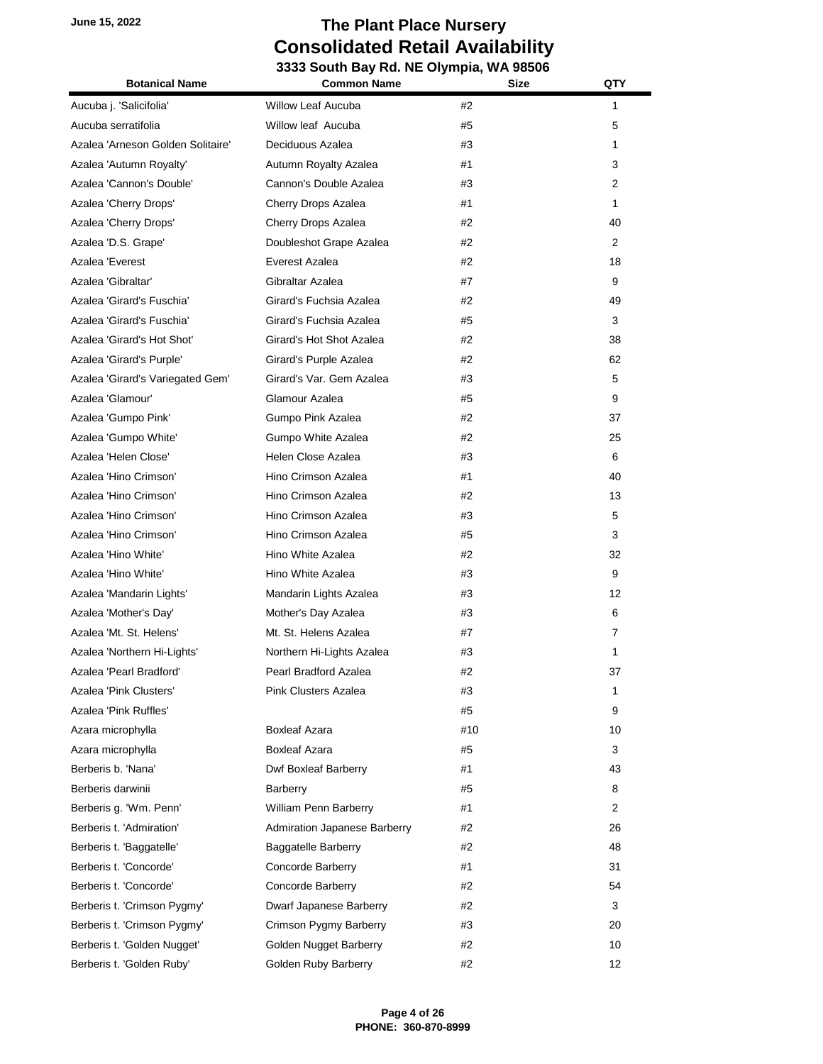# The Plant Place Nursery
# Consolidated Retail Availability
### 3333 South Bay Rd. NE Olympia, WA 98506

June 15, 2022

| Botanical Name | Common Name | Size | QTY |
|---|---|---|---|
| Aucuba j. 'Salicifolia' | Willow Leaf Aucuba | #2 | 1 |
| Aucuba serratifolia | Willow leaf Aucuba | #5 | 5 |
| Azalea 'Arneson Golden Solitaire' | Deciduous Azalea | #3 | 1 |
| Azalea 'Autumn Royalty' | Autumn Royalty Azalea | #1 | 3 |
| Azalea 'Cannon's Double' | Cannon's Double Azalea | #3 | 2 |
| Azalea 'Cherry Drops' | Cherry Drops Azalea | #1 | 1 |
| Azalea 'Cherry Drops' | Cherry Drops Azalea | #2 | 40 |
| Azalea 'D.S. Grape' | Doubleshot Grape Azalea | #2 | 2 |
| Azalea 'Everest | Everest Azalea | #2 | 18 |
| Azalea 'Gibraltar' | Gibraltar Azalea | #7 | 9 |
| Azalea 'Girard's Fuschia' | Girard's Fuchsia Azalea | #2 | 49 |
| Azalea 'Girard's Fuschia' | Girard's Fuchsia Azalea | #5 | 3 |
| Azalea 'Girard's Hot Shot' | Girard's Hot Shot Azalea | #2 | 38 |
| Azalea 'Girard's Purple' | Girard's Purple Azalea | #2 | 62 |
| Azalea 'Girard's Variegated Gem' | Girard's Var. Gem Azalea | #3 | 5 |
| Azalea 'Glamour' | Glamour Azalea | #5 | 9 |
| Azalea 'Gumpo Pink' | Gumpo Pink Azalea | #2 | 37 |
| Azalea 'Gumpo White' | Gumpo White Azalea | #2 | 25 |
| Azalea 'Helen Close' | Helen Close Azalea | #3 | 6 |
| Azalea 'Hino Crimson' | Hino Crimson Azalea | #1 | 40 |
| Azalea 'Hino Crimson' | Hino Crimson Azalea | #2 | 13 |
| Azalea 'Hino Crimson' | Hino Crimson Azalea | #3 | 5 |
| Azalea 'Hino Crimson' | Hino Crimson Azalea | #5 | 3 |
| Azalea 'Hino White' | Hino White Azalea | #2 | 32 |
| Azalea 'Hino White' | Hino White Azalea | #3 | 9 |
| Azalea 'Mandarin Lights' | Mandarin Lights Azalea | #3 | 12 |
| Azalea 'Mother's Day' | Mother's Day Azalea | #3 | 6 |
| Azalea 'Mt. St. Helens' | Mt. St. Helens Azalea | #7 | 7 |
| Azalea 'Northern Hi-Lights' | Northern Hi-Lights Azalea | #3 | 1 |
| Azalea 'Pearl Bradford' | Pearl Bradford Azalea | #2 | 37 |
| Azalea 'Pink Clusters' | Pink Clusters Azalea | #3 | 1 |
| Azalea 'Pink Ruffles' | | #5 | 9 |
| Azara microphylla | Boxleaf Azara | #10 | 10 |
| Azara microphylla | Boxleaf Azara | #5 | 3 |
| Berberis b. 'Nana' | Dwf Boxleaf Barberry | #1 | 43 |
| Berberis darwinii | Barberry | #5 | 8 |
| Berberis g. 'Wm. Penn' | William Penn Barberry | #1 | 2 |
| Berberis t. 'Admiration' | Admiration Japanese Barberry | #2 | 26 |
| Berberis t. 'Baggatelle' | Baggatelle Barberry | #2 | 48 |
| Berberis t. 'Concorde' | Concorde Barberry | #1 | 31 |
| Berberis t. 'Concorde' | Concorde Barberry | #2 | 54 |
| Berberis t. 'Crimson Pygmy' | Dwarf Japanese Barberry | #2 | 3 |
| Berberis t. 'Crimson Pygmy' | Crimson Pygmy Barberry | #3 | 20 |
| Berberis t. 'Golden Nugget' | Golden Nugget Barberry | #2 | 10 |
| Berberis t. 'Golden Ruby' | Golden Ruby Barberry | #2 | 12 |

**PHONE: 360-870-8999**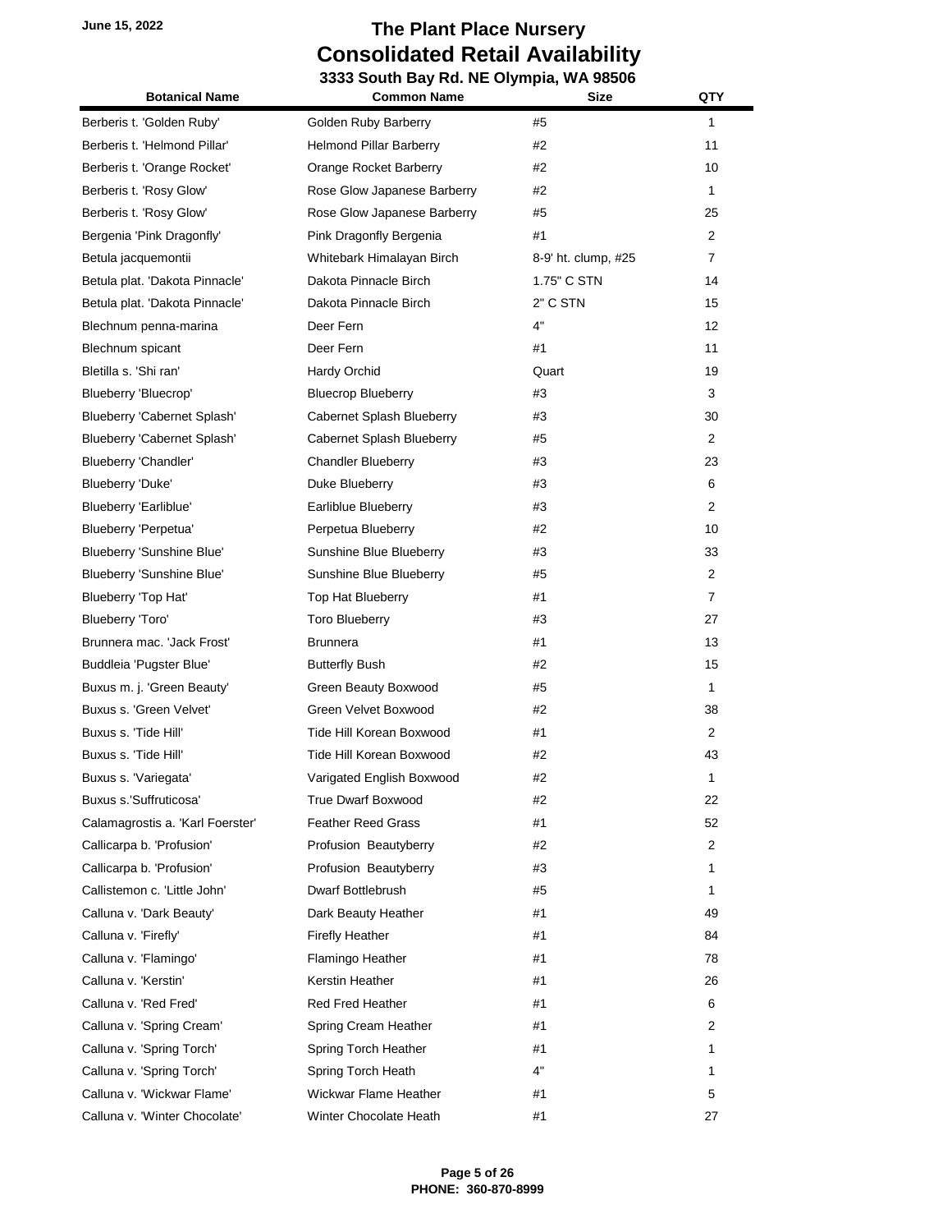# The Plant Place Nursery

## Consolidated Retail Availability

### 3333 South Bay Rd. NE Olympia, WA 98506

June 15, 2022

| Botanical Name | Common Name | Size | QTY |
|---|---|---|---|
| Berberis t. 'Golden Ruby' | Golden Ruby Barberry | #5 | 1 |
| Berberis t. 'Helmond Pillar' | Helmond Pillar Barberry | #2 | 11 |
| Berberis t. 'Orange Rocket' | Orange Rocket Barberry | #2 | 10 |
| Berberis t. 'Rosy Glow' | Rose Glow Japanese Barberry | #2 | 1 |
| Berberis t. 'Rosy Glow' | Rose Glow Japanese Barberry | #5 | 25 |
| Bergenia 'Pink Dragonfly' | Pink Dragonfly Bergenia | #1 | 2 |
| Betula jacquemontii | Whitebark Himalayan Birch | 8-9' ht. clump, #25 | 7 |
| Betula plat. 'Dakota Pinnacle' | Dakota Pinnacle Birch | 1.75" C STN | 14 |
| Betula plat. 'Dakota Pinnacle' | Dakota Pinnacle Birch | 2" C STN | 15 |
| Blechnum penna-marina | Deer Fern | 4" | 12 |
| Blechnum spicant | Deer Fern | #1 | 11 |
| Bletilla s. 'Shi ran' | Hardy Orchid | Quart | 19 |
| Blueberry 'Bluecrop' | Bluecrop Blueberry | #3 | 3 |
| Blueberry 'Cabernet Splash' | Cabernet Splash Blueberry | #3 | 30 |
| Blueberry 'Cabernet Splash' | Cabernet Splash Blueberry | #5 | 2 |
| Blueberry 'Chandler' | Chandler Blueberry | #3 | 23 |
| Blueberry 'Duke' | Duke Blueberry | #3 | 6 |
| Blueberry 'Earliblue' | Earliblue Blueberry | #3 | 2 |
| Blueberry 'Perpetua' | Perpetua Blueberry | #2 | 10 |
| Blueberry 'Sunshine Blue' | Sunshine Blue Blueberry | #3 | 33 |
| Blueberry 'Sunshine Blue' | Sunshine Blue Blueberry | #5 | 2 |
| Blueberry 'Top Hat' | Top Hat Blueberry | #1 | 7 |
| Blueberry 'Toro' | Toro Blueberry | #3 | 27 |
| Brunnera mac. 'Jack Frost' | Brunnera | #1 | 13 |
| Buddleia 'Pugster Blue' | Butterfly Bush | #2 | 15 |
| Buxus m. j. 'Green Beauty' | Green Beauty Boxwood | #5 | 1 |
| Buxus s. 'Green Velvet' | Green Velvet Boxwood | #2 | 38 |
| Buxus s. 'Tide Hill' | Tide Hill Korean Boxwood | #1 | 2 |
| Buxus s. 'Tide Hill' | Tide Hill Korean Boxwood | #2 | 43 |
| Buxus s. 'Variegata' | Varigated English Boxwood | #2 | 1 |
| Buxus s.'Suffruticosa' | True Dwarf Boxwood | #2 | 22 |
| Calamagrostis a. 'Karl Foerster' | Feather Reed Grass | #1 | 52 |
| Callicarpa b. 'Profusion' | Profusion Beautyberry | #2 | 2 |
| Callicarpa b. 'Profusion' | Profusion Beautyberry | #3 | 1 |
| Callistemon c. 'Little John' | Dwarf Bottlebrush | #5 | 1 |
| Calluna v. 'Dark Beauty' | Dark Beauty Heather | #1 | 49 |
| Calluna v. 'Firefly' | Firefly Heather | #1 | 84 |
| Calluna v. 'Flamingo' | Flamingo Heather | #1 | 78 |
| Calluna v. 'Kerstin' | Kerstin Heather | #1 | 26 |
| Calluna v. 'Red Fred' | Red Fred Heather | #1 | 6 |
| Calluna v. 'Spring Cream' | Spring Cream Heather | #1 | 2 |
| Calluna v. 'Spring Torch' | Spring Torch Heather | #1 | 1 |
| Calluna v. 'Spring Torch' | Spring Torch Heath | 4" | 1 |
| Calluna v. 'Wickwar Flame' | Wickwar Flame Heather | #1 | 5 |
| Calluna v. 'Winter Chocolate' | Winter Chocolate Heath | #1 | 27 |

PHONE: 360-870-8999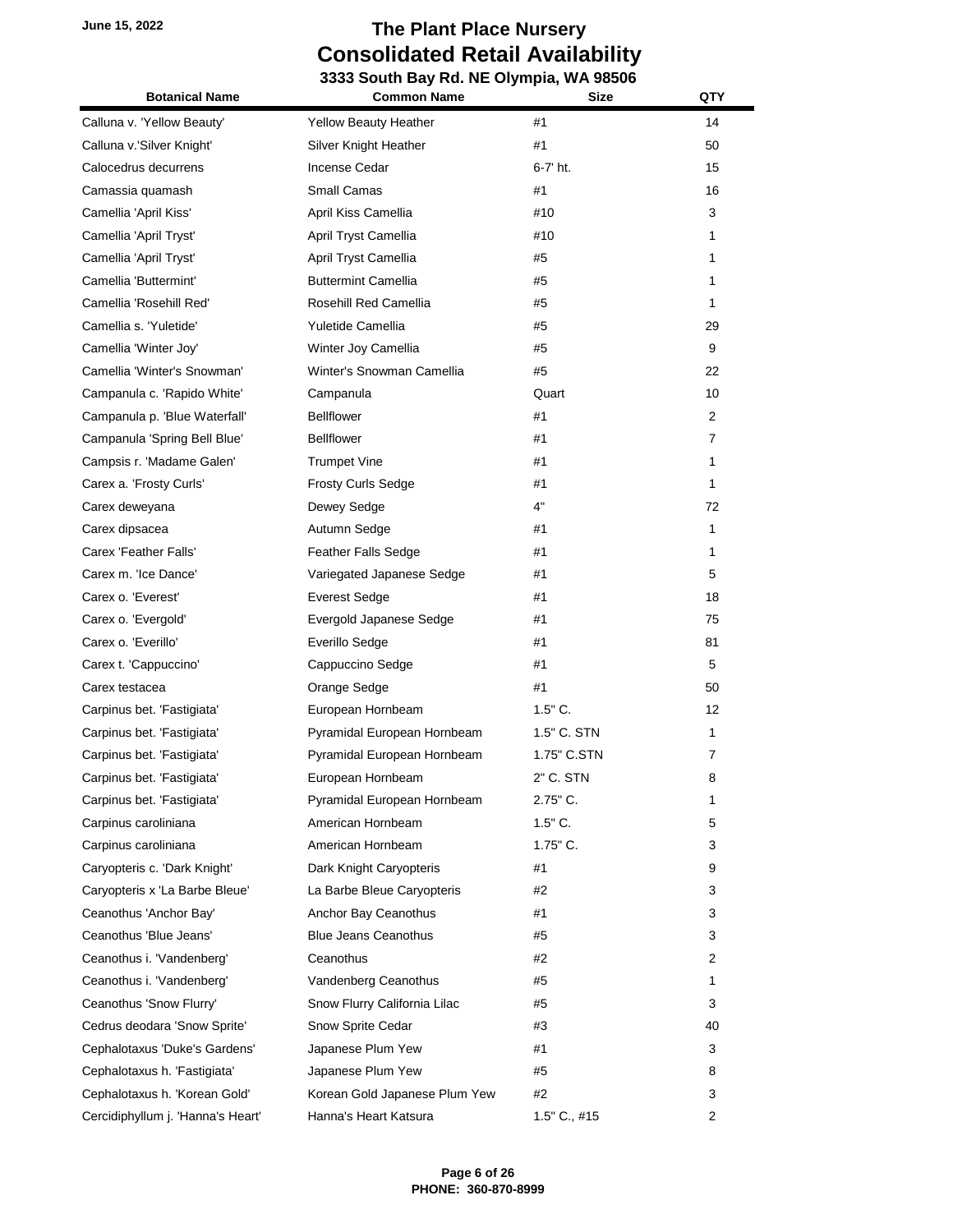June 15, 2022

# The Plant Place Nursery
# Consolidated Retail Availability
### 3333 South Bay Rd. NE Olympia, WA 98506

| Botanical Name | Common Name | Size | QTY |
|---|---|---|---|
| Calluna v. 'Yellow Beauty' | Yellow Beauty Heather | #1 | 14 |
| Calluna v.'Silver Knight' | Silver Knight Heather | #1 | 50 |
| Calocedrus decurrens | Incense Cedar | 6-7' ht. | 15 |
| Camassia quamash | Small Camas | #1 | 16 |
| Camellia 'April Kiss' | April Kiss Camellia | #10 | 3 |
| Camellia 'April Tryst' | April Tryst Camellia | #10 | 1 |
| Camellia 'April Tryst' | April Tryst Camellia | #5 | 1 |
| Camellia 'Buttermint' | Buttermint Camellia | #5 | 1 |
| Camellia 'Rosehill Red' | Rosehill Red Camellia | #5 | 1 |
| Camellia s. 'Yuletide' | Yuletide Camellia | #5 | 29 |
| Camellia 'Winter Joy' | Winter Joy Camellia | #5 | 9 |
| Camellia 'Winter's Snowman' | Winter's Snowman Camellia | #5 | 22 |
| Campanula c. 'Rapido White' | Campanula | Quart | 10 |
| Campanula p. 'Blue Waterfall' | Bellflower | #1 | 2 |
| Campanula 'Spring Bell Blue' | Bellflower | #1 | 7 |
| Campsis r. 'Madame Galen' | Trumpet Vine | #1 | 1 |
| Carex a. 'Frosty Curls' | Frosty Curls Sedge | #1 | 1 |
| Carex deweyana | Dewey Sedge | 4" | 72 |
| Carex dipsacea | Autumn Sedge | #1 | 1 |
| Carex 'Feather Falls' | Feather Falls Sedge | #1 | 1 |
| Carex m. 'Ice Dance' | Variegated Japanese Sedge | #1 | 5 |
| Carex o. 'Everest' | Everest Sedge | #1 | 18 |
| Carex o. 'Evergold' | Evergold Japanese Sedge | #1 | 75 |
| Carex o. 'Everillo' | Everillo Sedge | #1 | 81 |
| Carex t. 'Cappuccino' | Cappuccino Sedge | #1 | 5 |
| Carex testacea | Orange Sedge | #1 | 50 |
| Carpinus bet. 'Fastigiata' | European Hornbeam | 1.5" C. | 12 |
| Carpinus bet. 'Fastigiata' | Pyramidal European Hornbeam | 1.5" C. STN | 1 |
| Carpinus bet. 'Fastigiata' | Pyramidal European Hornbeam | 1.75" C.STN | 7 |
| Carpinus bet. 'Fastigiata' | European Hornbeam | 2" C. STN | 8 |
| Carpinus bet. 'Fastigiata' | Pyramidal European Hornbeam | 2.75" C. | 1 |
| Carpinus caroliniana | American Hornbeam | 1.5" C. | 5 |
| Carpinus caroliniana | American Hornbeam | 1.75" C. | 3 |
| Caryopteris c. 'Dark Knight' | Dark Knight Caryopteris | #1 | 9 |
| Caryopteris x 'La Barbe Bleue' | La Barbe Bleue Caryopteris | #2 | 3 |
| Ceanothus 'Anchor Bay' | Anchor Bay Ceanothus | #1 | 3 |
| Ceanothus 'Blue Jeans' | Blue Jeans Ceanothus | #5 | 3 |
| Ceanothus i. 'Vandenberg' | Ceanothus | #2 | 2 |
| Ceanothus i. 'Vandenberg' | Vandenberg Ceanothus | #5 | 1 |
| Ceanothus 'Snow Flurry' | Snow Flurry California Lilac | #5 | 3 |
| Cedrus deodara 'Snow Sprite' | Snow Sprite Cedar | #3 | 40 |
| Cephalotaxus 'Duke's Gardens' | Japanese Plum Yew | #1 | 3 |
| Cephalotaxus h. 'Fastigiata' | Japanese Plum Yew | #5 | 8 |
| Cephalotaxus h. 'Korean Gold' | Korean Gold Japanese Plum Yew | #2 | 3 |
| Cercidiphyllum j. 'Hanna's Heart' | Hanna's Heart Katsura | 1.5" C., #15 | 2 |

PHONE: 360-870-8999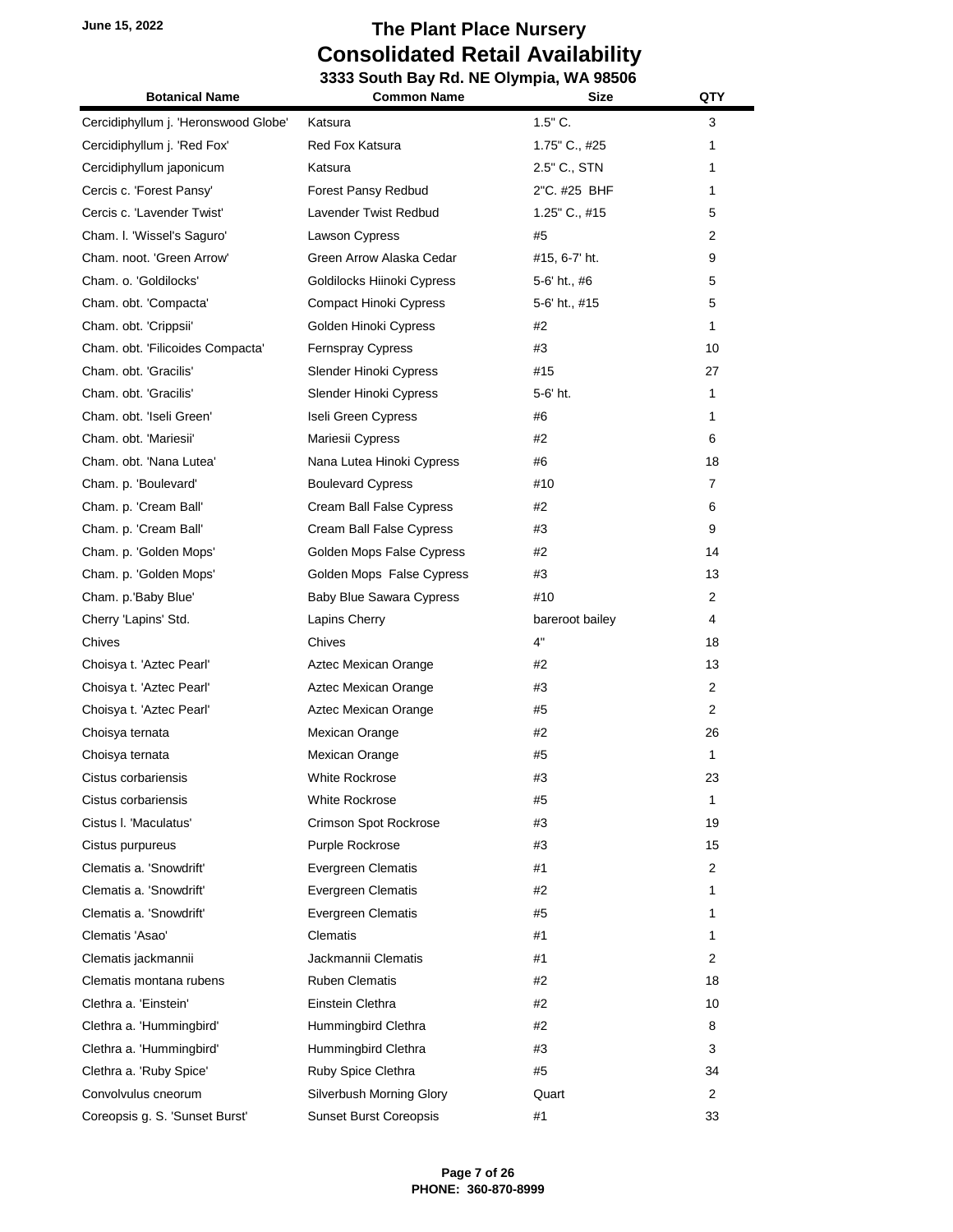June 15, 2022

# The Plant Place Nursery
# Consolidated Retail Availability
### 3333 South Bay Rd. NE Olympia, WA 98506

| Botanical Name | Common Name | Size | QTY |
|---|---|---|---|
| Cercidiphyllum j. 'Heronswood Globe' | Katsura | 1.5" C. | 3 |
| Cercidiphyllum j. 'Red Fox' | Red Fox Katsura | 1.75" C., #25 | 1 |
| Cercidiphyllum japonicum | Katsura | 2.5" C., STN | 1 |
| Cercis c. 'Forest Pansy' | Forest Pansy Redbud | 2"C. #25 BHF | 1 |
| Cercis c. 'Lavender Twist' | Lavender Twist Redbud | 1.25" C., #15 | 5 |
| Cham. l. 'Wissel's Saguro' | Lawson Cypress | #5 | 2 |
| Cham. noot. 'Green Arrow' | Green Arrow Alaska Cedar | #15, 6-7' ht. | 9 |
| Cham. o. 'Goldilocks' | Goldilocks Hiinoki Cypress | 5-6' ht., #6 | 5 |
| Cham. obt. 'Compacta' | Compact Hinoki Cypress | 5-6' ht., #15 | 5 |
| Cham. obt. 'Crippsii' | Golden Hinoki Cypress | #2 | 1 |
| Cham. obt. 'Filicoides Compacta' | Fernspray Cypress | #3 | 10 |
| Cham. obt. 'Gracilis' | Slender Hinoki Cypress | #15 | 27 |
| Cham. obt. 'Gracilis' | Slender Hinoki Cypress | 5-6' ht. | 1 |
| Cham. obt. 'Iseli Green' | Iseli Green Cypress | #6 | 1 |
| Cham. obt. 'Mariesii' | Mariesii Cypress | #2 | 6 |
| Cham. obt. 'Nana Lutea' | Nana Lutea Hinoki Cypress | #6 | 18 |
| Cham. p. 'Boulevard' | Boulevard Cypress | #10 | 7 |
| Cham. p. 'Cream Ball' | Cream Ball False Cypress | #2 | 6 |
| Cham. p. 'Cream Ball' | Cream Ball False Cypress | #3 | 9 |
| Cham. p. 'Golden Mops' | Golden Mops False Cypress | #2 | 14 |
| Cham. p. 'Golden Mops' | Golden Mops False Cypress | #3 | 13 |
| Cham. p.'Baby Blue' | Baby Blue Sawara Cypress | #10 | 2 |
| Cherry 'Lapins' Std. | Lapins Cherry | bareroot bailey | 4 |
| Chives | Chives | 4" | 18 |
| Choisya t. 'Aztec Pearl' | Aztec Mexican Orange | #2 | 13 |
| Choisya t. 'Aztec Pearl' | Aztec Mexican Orange | #3 | 2 |
| Choisya t. 'Aztec Pearl' | Aztec Mexican Orange | #5 | 2 |
| Choisya ternata | Mexican Orange | #2 | 26 |
| Choisya ternata | Mexican Orange | #5 | 1 |
| Cistus corbariensis | White Rockrose | #3 | 23 |
| Cistus corbariensis | White Rockrose | #5 | 1 |
| Cistus l. 'Maculatus' | Crimson Spot Rockrose | #3 | 19 |
| Cistus purpureus | Purple Rockrose | #3 | 15 |
| Clematis a. 'Snowdrift' | Evergreen Clematis | #1 | 2 |
| Clematis a. 'Snowdrift' | Evergreen Clematis | #2 | 1 |
| Clematis a. 'Snowdrift' | Evergreen Clematis | #5 | 1 |
| Clematis 'Asao' | Clematis | #1 | 1 |
| Clematis jackmannii | Jackmannii Clematis | #1 | 2 |
| Clematis montana rubens | Ruben Clematis | #2 | 18 |
| Clethra a. 'Einstein' | Einstein Clethra | #2 | 10 |
| Clethra a. 'Hummingbird' | Hummingbird Clethra | #2 | 8 |
| Clethra a. 'Hummingbird' | Hummingbird Clethra | #3 | 3 |
| Clethra a. 'Ruby Spice' | Ruby Spice Clethra | #5 | 34 |
| Convolvulus cneorum | Silverbush Morning Glory | Quart | 2 |
| Coreopsis g. S. 'Sunset Burst' | Sunset Burst Coreopsis | #1 | 33 |

PHONE: 360-870-8999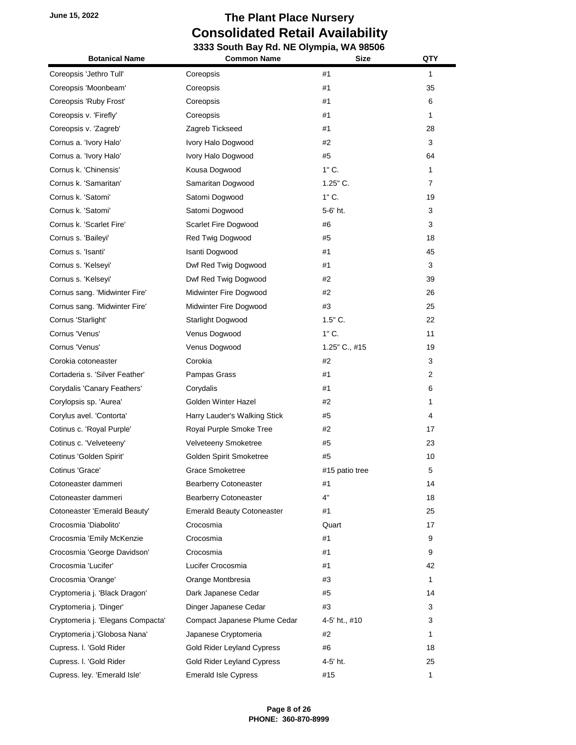June 15, 2022

# The Plant Place Nursery
## Consolidated Retail Availability
### 3333 South Bay Rd. NE Olympia, WA 98506

| Botanical Name | Common Name | Size | QTY |
|---|---|---|---|
| Coreopsis 'Jethro Tull' | Coreopsis | #1 | 1 |
| Coreopsis 'Moonbeam' | Coreopsis | #1 | 35 |
| Coreopsis 'Ruby Frost' | Coreopsis | #1 | 6 |
| Coreopsis v. 'Firefly' | Coreopsis | #1 | 1 |
| Coreopsis v. 'Zagreb' | Zagreb Tickseed | #1 | 28 |
| Cornus a. 'Ivory Halo' | Ivory Halo Dogwood | #2 | 3 |
| Cornus a. 'Ivory Halo' | Ivory Halo Dogwood | #5 | 64 |
| Cornus k. 'Chinensis' | Kousa Dogwood | 1" C. | 1 |
| Cornus k. 'Samaritan' | Samaritan Dogwood | 1.25" C. | 7 |
| Cornus k. 'Satomi' | Satomi Dogwood | 1" C. | 19 |
| Cornus k. 'Satomi' | Satomi Dogwood | 5-6' ht. | 3 |
| Cornus k. 'Scarlet Fire' | Scarlet Fire Dogwood | #6 | 3 |
| Cornus s. 'Baileyi' | Red Twig Dogwood | #5 | 18 |
| Cornus s. 'Isanti' | Isanti Dogwood | #1 | 45 |
| Cornus s. 'Kelseyi' | Dwf Red Twig Dogwood | #1 | 3 |
| Cornus s. 'Kelseyi' | Dwf Red Twig Dogwood | #2 | 39 |
| Cornus sang. 'Midwinter Fire' | Midwinter Fire Dogwood | #2 | 26 |
| Cornus sang. 'Midwinter Fire' | Midwinter Fire Dogwood | #3 | 25 |
| Cornus 'Starlight' | Starlight Dogwood | 1.5" C. | 22 |
| Cornus 'Venus' | Venus Dogwood | 1" C. | 11 |
| Cornus 'Venus' | Venus Dogwood | 1.25" C., #15 | 19 |
| Corokia cotoneaster | Corokia | #2 | 3 |
| Cortaderia s. 'Silver Feather' | Pampas Grass | #1 | 2 |
| Corydalis 'Canary Feathers' | Corydalis | #1 | 6 |
| Corylopsis sp. 'Aurea' | Golden Winter Hazel | #2 | 1 |
| Corylus avel. 'Contorta' | Harry Lauder's Walking Stick | #5 | 4 |
| Cotinus c. 'Royal Purple' | Royal Purple Smoke Tree | #2 | 17 |
| Cotinus c. 'Velveteeny' | Velveteeny Smoketree | #5 | 23 |
| Cotinus 'Golden Spirit' | Golden Spirit Smoketree | #5 | 10 |
| Cotinus 'Grace' | Grace Smoketree | #15 patio tree | 5 |
| Cotoneaster dammeri | Bearberry Cotoneaster | #1 | 14 |
| Cotoneaster dammeri | Bearberry Cotoneaster | 4" | 18 |
| Cotoneaster 'Emerald Beauty' | Emerald Beauty Cotoneaster | #1 | 25 |
| Crocosmia 'Diabolito' | Crocosmia | Quart | 17 |
| Crocosmia 'Emily McKenzie | Crocosmia | #1 | 9 |
| Crocosmia 'George Davidson' | Crocosmia | #1 | 9 |
| Crocosmia 'Lucifer' | Lucifer Crocosmia | #1 | 42 |
| Crocosmia 'Orange' | Orange Montbresia | #3 | 1 |
| Cryptomeria j. 'Black Dragon' | Dark Japanese Cedar | #5 | 14 |
| Cryptomeria j. 'Dinger' | Dinger Japanese Cedar | #3 | 3 |
| Cryptomeria j. 'Elegans Compacta' | Compact Japanese Plume Cedar | 4-5' ht., #10 | 3 |
| Cryptomeria j.'Globosa Nana' | Japanese Cryptomeria | #2 | 1 |
| Cupress. l. 'Gold Rider | Gold Rider Leyland Cypress | #6 | 18 |
| Cupress. l. 'Gold Rider | Gold Rider Leyland Cypress | 4-5' ht. | 25 |
| Cupress. ley. 'Emerald Isle' | Emerald Isle Cypress | #15 | 1 |

PHONE: 360-870-8999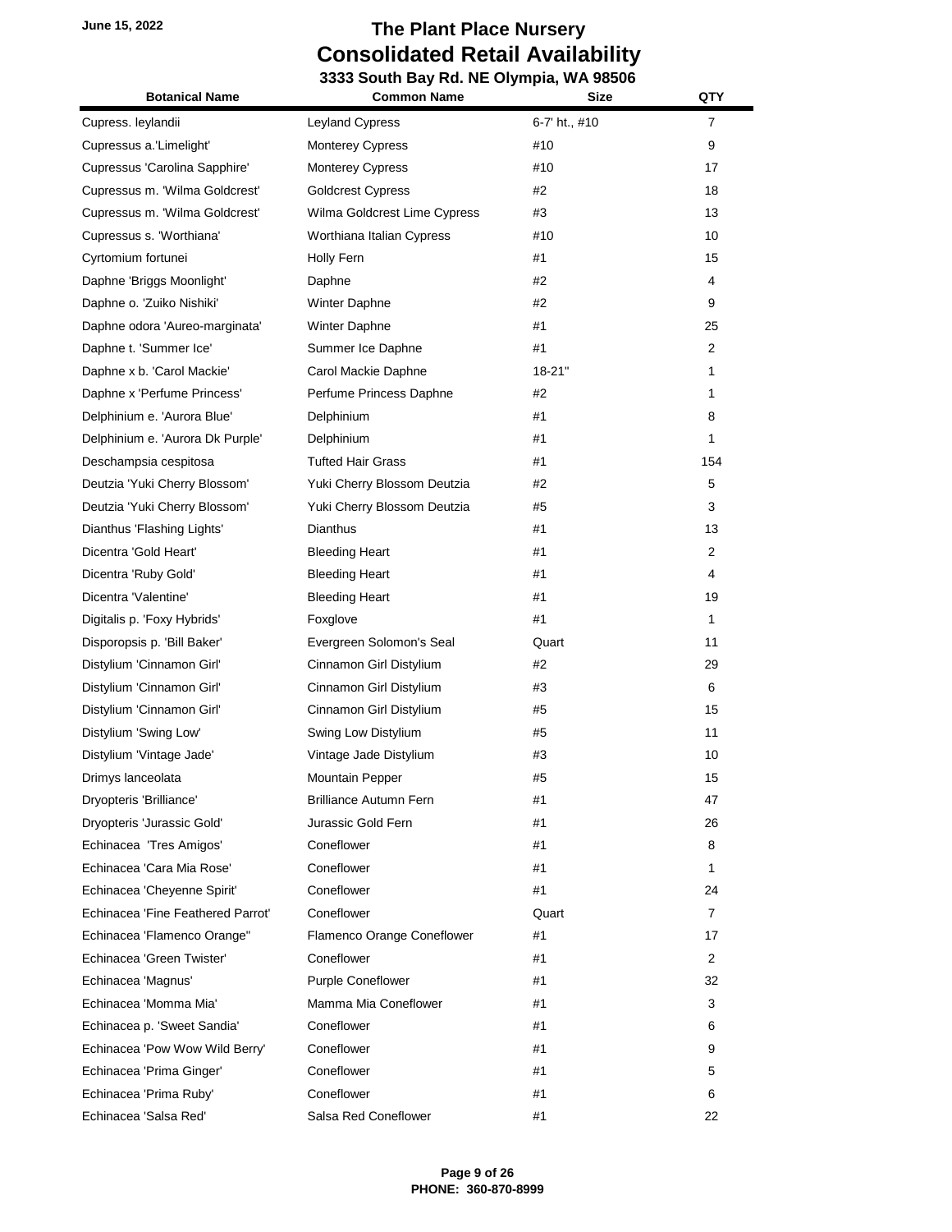**June 15, 2022**

# The Plant Place Nursery
## Consolidated Retail Availability
### 3333 South Bay Rd. NE Olympia, WA 98506

| Botanical Name | Common Name | Size | QTY |
|---|---|---|---|
| Cupress. leylandii | Leyland Cypress | 6-7' ht., #10 | 7 |
| Cupressus a.'Limelight' | Monterey Cypress | #10 | 9 |
| Cupressus 'Carolina Sapphire' | Monterey Cypress | #10 | 17 |
| Cupressus m. 'Wilma Goldcrest' | Goldcrest Cypress | #2 | 18 |
| Cupressus m. 'Wilma Goldcrest' | Wilma Goldcrest Lime Cypress | #3 | 13 |
| Cupressus s. 'Worthiana' | Worthiana Italian Cypress | #10 | 10 |
| Cyrtomium fortunei | Holly Fern | #1 | 15 |
| Daphne 'Briggs Moonlight' | Daphne | #2 | 4 |
| Daphne o. 'Zuiko Nishiki' | Winter Daphne | #2 | 9 |
| Daphne odora 'Aureo-marginata' | Winter Daphne | #1 | 25 |
| Daphne t. 'Summer Ice' | Summer Ice Daphne | #1 | 2 |
| Daphne x b. 'Carol Mackie' | Carol Mackie Daphne | 18-21" | 1 |
| Daphne x 'Perfume Princess' | Perfume Princess Daphne | #2 | 1 |
| Delphinium e. 'Aurora Blue' | Delphinium | #1 | 8 |
| Delphinium e. 'Aurora Dk Purple' | Delphinium | #1 | 1 |
| Deschampsia cespitosa | Tufted Hair Grass | #1 | 154 |
| Deutzia 'Yuki Cherry Blossom' | Yuki Cherry Blossom Deutzia | #2 | 5 |
| Deutzia 'Yuki Cherry Blossom' | Yuki Cherry Blossom Deutzia | #5 | 3 |
| Dianthus 'Flashing Lights' | Dianthus | #1 | 13 |
| Dicentra 'Gold Heart' | Bleeding Heart | #1 | 2 |
| Dicentra 'Ruby Gold' | Bleeding Heart | #1 | 4 |
| Dicentra 'Valentine' | Bleeding Heart | #1 | 19 |
| Digitalis p. 'Foxy Hybrids' | Foxglove | #1 | 1 |
| Disporopsis p. 'Bill Baker' | Evergreen Solomon's Seal | Quart | 11 |
| Distylium 'Cinnamon Girl' | Cinnamon Girl Distylium | #2 | 29 |
| Distylium 'Cinnamon Girl' | Cinnamon Girl Distylium | #3 | 6 |
| Distylium 'Cinnamon Girl' | Cinnamon Girl Distylium | #5 | 15 |
| Distylium 'Swing Low' | Swing Low Distylium | #5 | 11 |
| Distylium 'Vintage Jade' | Vintage Jade Distylium | #3 | 10 |
| Drimys lanceolata | Mountain Pepper | #5 | 15 |
| Dryopteris 'Brilliance' | Brilliance Autumn Fern | #1 | 47 |
| Dryopteris 'Jurassic Gold' | Jurassic Gold Fern | #1 | 26 |
| Echinacea 'Tres Amigos' | Coneflower | #1 | 8 |
| Echinacea 'Cara Mia Rose' | Coneflower | #1 | 1 |
| Echinacea 'Cheyenne Spirit' | Coneflower | #1 | 24 |
| Echinacea 'Fine Feathered Parrot' | Coneflower | Quart | 7 |
| Echinacea 'Flamenco Orange" | Flamenco Orange Coneflower | #1 | 17 |
| Echinacea 'Green Twister' | Coneflower | #1 | 2 |
| Echinacea 'Magnus' | Purple Coneflower | #1 | 32 |
| Echinacea 'Momma Mia' | Mamma Mia Coneflower | #1 | 3 |
| Echinacea p. 'Sweet Sandia' | Coneflower | #1 | 6 |
| Echinacea 'Pow Wow Wild Berry' | Coneflower | #1 | 9 |
| Echinacea 'Prima Ginger' | Coneflower | #1 | 5 |
| Echinacea 'Prima Ruby' | Coneflower | #1 | 6 |
| Echinacea 'Salsa Red' | Salsa Red Coneflower | #1 | 22 |

**PHONE: 360-870-8999**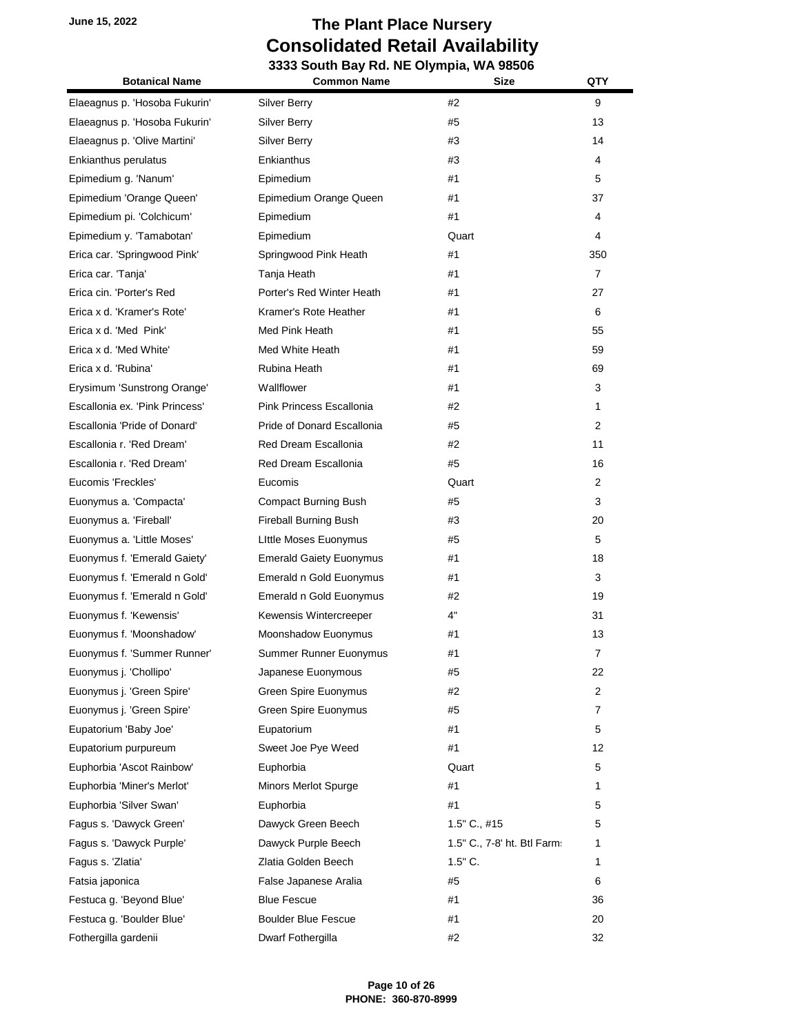June 15, 2022

# The Plant Place Nursery
## Consolidated Retail Availability
### 3333 South Bay Rd. NE Olympia, WA 98506

| Botanical Name | Common Name | Size | QTY |
|---|---|---|---|
| Elaeagnus p. 'Hosoba Fukurin' | Silver Berry | #2 | 9 |
| Elaeagnus p. 'Hosoba Fukurin' | Silver Berry | #5 | 13 |
| Elaeagnus p. 'Olive Martini' | Silver Berry | #3 | 14 |
| Enkianthus perulatus | Enkianthus | #3 | 4 |
| Epimedium g. 'Nanum' | Epimedium | #1 | 5 |
| Epimedium 'Orange Queen' | Epimedium Orange Queen | #1 | 37 |
| Epimedium pi. 'Colchicum' | Epimedium | #1 | 4 |
| Epimedium y. 'Tamabotan' | Epimedium | Quart | 4 |
| Erica car. 'Springwood Pink' | Springwood Pink Heath | #1 | 350 |
| Erica car. 'Tanja' | Tanja Heath | #1 | 7 |
| Erica cin. 'Porter's Red | Porter's Red Winter Heath | #1 | 27 |
| Erica x d. 'Kramer's Rote' | Kramer's Rote Heather | #1 | 6 |
| Erica x d. 'Med Pink' | Med Pink Heath | #1 | 55 |
| Erica x d. 'Med White' | Med White Heath | #1 | 59 |
| Erica x d. 'Rubina' | Rubina Heath | #1 | 69 |
| Erysimum 'Sunstrong Orange' | Wallflower | #1 | 3 |
| Escallonia ex. 'Pink Princess' | Pink Princess Escallonia | #2 | 1 |
| Escallonia 'Pride of Donard' | Pride of Donard Escallonia | #5 | 2 |
| Escallonia r. 'Red Dream' | Red Dream Escallonia | #2 | 11 |
| Escallonia r. 'Red Dream' | Red Dream Escallonia | #5 | 16 |
| Eucomis 'Freckles' | Eucomis | Quart | 2 |
| Euonymus a. 'Compacta' | Compact Burning Bush | #5 | 3 |
| Euonymus a. 'Fireball' | Fireball Burning Bush | #3 | 20 |
| Euonymus a. 'Little Moses' | LIttle Moses Euonymus | #5 | 5 |
| Euonymus f. 'Emerald Gaiety' | Emerald Gaiety Euonymus | #1 | 18 |
| Euonymus f. 'Emerald n Gold' | Emerald n Gold Euonymus | #1 | 3 |
| Euonymus f. 'Emerald n Gold' | Emerald n Gold Euonymus | #2 | 19 |
| Euonymus f. 'Kewensis' | Kewensis Wintercreeper | 4" | 31 |
| Euonymus f. 'Moonshadow' | Moonshadow Euonymus | #1 | 13 |
| Euonymus f. 'Summer Runner' | Summer Runner Euonymus | #1 | 7 |
| Euonymus j. 'Chollipo' | Japanese Euonymous | #5 | 22 |
| Euonymus j. 'Green Spire' | Green Spire Euonymus | #2 | 2 |
| Euonymus j. 'Green Spire' | Green Spire Euonymus | #5 | 7 |
| Eupatorium 'Baby Joe' | Eupatorium | #1 | 5 |
| Eupatorium purpureum | Sweet Joe Pye Weed | #1 | 12 |
| Euphorbia 'Ascot Rainbow' | Euphorbia | Quart | 5 |
| Euphorbia 'Miner's Merlot' | Minors Merlot Spurge | #1 | 1 |
| Euphorbia 'Silver Swan' | Euphorbia | #1 | 5 |
| Fagus s. 'Dawyck Green' | Dawyck Green Beech | 1.5" C., #15 | 5 |
| Fagus s. 'Dawyck Purple' | Dawyck Purple Beech | 1.5" C., 7-8' ht. Btl Farm | 1 |
| Fagus s. 'Zlatia' | Zlatia Golden Beech | 1.5" C. | 1 |
| Fatsia japonica | False Japanese Aralia | #5 | 6 |
| Festuca g. 'Beyond Blue' | Blue Fescue | #1 | 36 |
| Festuca g. 'Boulder Blue' | Boulder Blue Fescue | #1 | 20 |
| Fothergilla gardenii | Dwarf Fothergilla | #2 | 32 |

PHONE: 360-870-8999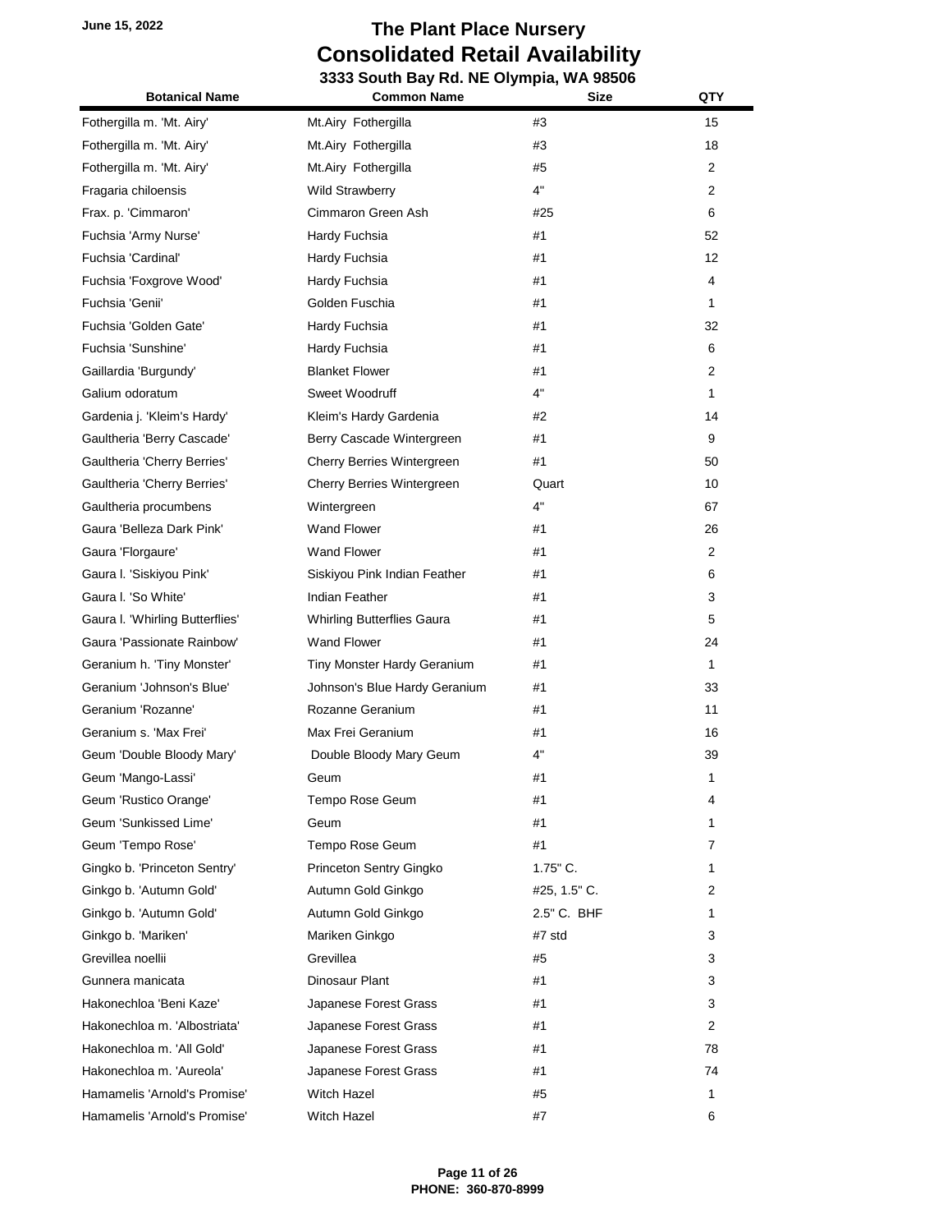June 15, 2022

# The Plant Place Nursery
## Consolidated Retail Availability
### 3333 South Bay Rd. NE Olympia, WA 98506

| Botanical Name | Common Name | Size | QTY |
|---|---|---|---|
| Fothergilla m. 'Mt. Airy' | Mt.Airy Fothergilla | #3 | 15 |
| Fothergilla m. 'Mt. Airy' | Mt.Airy Fothergilla | #3 | 18 |
| Fothergilla m. 'Mt. Airy' | Mt.Airy Fothergilla | #5 | 2 |
| Fragaria chiloensis | Wild Strawberry | 4" | 2 |
| Frax. p. 'Cimmaron' | Cimmaron Green Ash | #25 | 6 |
| Fuchsia 'Army Nurse' | Hardy Fuchsia | #1 | 52 |
| Fuchsia 'Cardinal' | Hardy Fuchsia | #1 | 12 |
| Fuchsia 'Foxgrove Wood' | Hardy Fuchsia | #1 | 4 |
| Fuchsia 'Genii' | Golden Fuschia | #1 | 1 |
| Fuchsia 'Golden Gate' | Hardy Fuchsia | #1 | 32 |
| Fuchsia 'Sunshine' | Hardy Fuchsia | #1 | 6 |
| Gaillardia 'Burgundy' | Blanket Flower | #1 | 2 |
| Galium odoratum | Sweet Woodruff | 4" | 1 |
| Gardenia j. 'Kleim's Hardy' | Kleim's Hardy Gardenia | #2 | 14 |
| Gaultheria 'Berry Cascade' | Berry Cascade Wintergreen | #1 | 9 |
| Gaultheria 'Cherry Berries' | Cherry Berries Wintergreen | #1 | 50 |
| Gaultheria 'Cherry Berries' | Cherry Berries Wintergreen | Quart | 10 |
| Gaultheria procumbens | Wintergreen | 4" | 67 |
| Gaura 'Belleza Dark Pink' | Wand Flower | #1 | 26 |
| Gaura 'Florgaure' | Wand Flower | #1 | 2 |
| Gaura l. 'Siskiyou Pink' | Siskiyou Pink Indian Feather | #1 | 6 |
| Gaura l. 'So White' | Indian Feather | #1 | 3 |
| Gaura l. 'Whirling Butterflies' | Whirling Butterflies Gaura | #1 | 5 |
| Gaura 'Passionate Rainbow' | Wand Flower | #1 | 24 |
| Geranium h. 'Tiny Monster' | Tiny Monster Hardy Geranium | #1 | 1 |
| Geranium 'Johnson's Blue' | Johnson's Blue Hardy Geranium | #1 | 33 |
| Geranium 'Rozanne' | Rozanne Geranium | #1 | 11 |
| Geranium s. 'Max Frei' | Max Frei Geranium | #1 | 16 |
| Geum 'Double Bloody Mary' | Double Bloody Mary Geum | 4" | 39 |
| Geum 'Mango-Lassi' | Geum | #1 | 1 |
| Geum 'Rustico Orange' | Tempo Rose Geum | #1 | 4 |
| Geum 'Sunkissed Lime' | Geum | #1 | 1 |
| Geum 'Tempo Rose' | Tempo Rose Geum | #1 | 7 |
| Gingko b. 'Princeton Sentry' | Princeton Sentry Gingko | 1.75" C. | 1 |
| Ginkgo b. 'Autumn Gold' | Autumn Gold Ginkgo | #25, 1.5" C. | 2 |
| Ginkgo b. 'Autumn Gold' | Autumn Gold Ginkgo | 2.5" C. BHF | 1 |
| Ginkgo b. 'Mariken' | Mariken Ginkgo | #7 std | 3 |
| Grevillea noellii | Grevillea | #5 | 3 |
| Gunnera manicata | Dinosaur Plant | #1 | 3 |
| Hakonechloa 'Beni Kaze' | Japanese Forest Grass | #1 | 3 |
| Hakonechloa m. 'Albostriata' | Japanese Forest Grass | #1 | 2 |
| Hakonechloa m. 'All Gold' | Japanese Forest Grass | #1 | 78 |
| Hakonechloa m. 'Aureola' | Japanese Forest Grass | #1 | 74 |
| Hamamelis 'Arnold's Promise' | Witch Hazel | #5 | 1 |
| Hamamelis 'Arnold's Promise' | Witch Hazel | #7 | 6 |

**PHONE: 360-870-8999**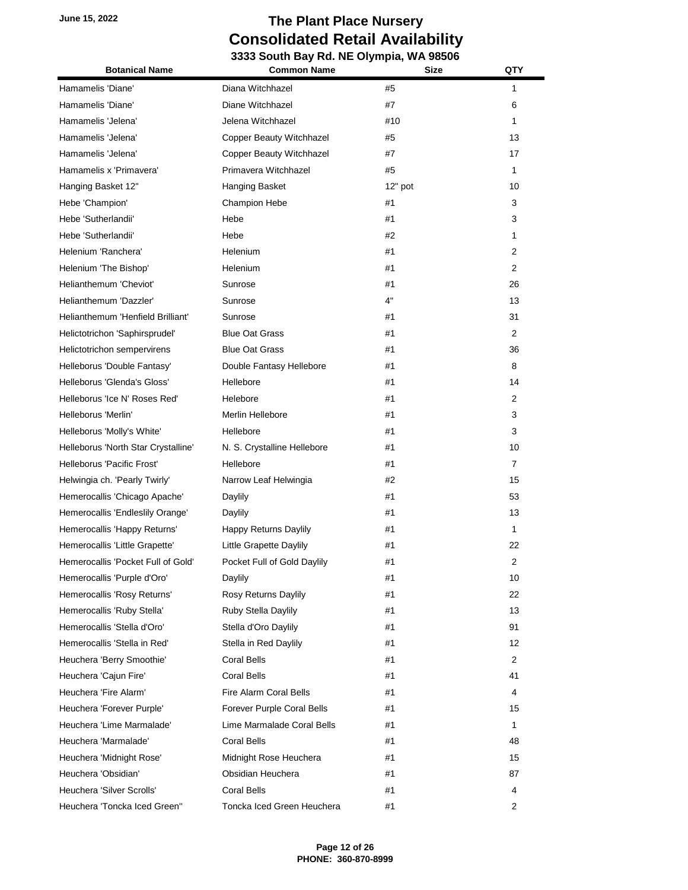# The Plant Place Nursery
## Consolidated Retail Availability
### 3333 South Bay Rd. NE Olympia, WA 98506

June 15, 2022

| Botanical Name | Common Name | Size | QTY |
|---|---|---|---|
| Hamamelis 'Diane' | Diana Witchhazel | #5 | 1 |
| Hamamelis 'Diane' | Diane Witchhazel | #7 | 6 |
| Hamamelis 'Jelena' | Jelena Witchhazel | #10 | 1 |
| Hamamelis 'Jelena' | Copper Beauty Witchhazel | #5 | 13 |
| Hamamelis 'Jelena' | Copper Beauty Witchhazel | #7 | 17 |
| Hamamelis x 'Primavera' | Primavera Witchhazel | #5 | 1 |
| Hanging Basket 12" | Hanging Basket | 12" pot | 10 |
| Hebe 'Champion' | Champion Hebe | #1 | 3 |
| Hebe 'Sutherlandii' | Hebe | #1 | 3 |
| Hebe 'Sutherlandii' | Hebe | #2 | 1 |
| Helenium 'Ranchera' | Helenium | #1 | 2 |
| Helenium 'The Bishop' | Helenium | #1 | 2 |
| Helianthemum 'Cheviot' | Sunrose | #1 | 26 |
| Helianthemum 'Dazzler' | Sunrose | 4" | 13 |
| Helianthemum 'Henfield Brilliant' | Sunrose | #1 | 31 |
| Helictotrichon 'Saphirsprudel' | Blue Oat Grass | #1 | 2 |
| Helictotrichon sempervirens | Blue Oat Grass | #1 | 36 |
| Helleborus 'Double Fantasy' | Double Fantasy Hellebore | #1 | 8 |
| Helleborus 'Glenda's Gloss' | Hellebore | #1 | 14 |
| Helleborus 'Ice N' Roses Red' | Helebore | #1 | 2 |
| Helleborus 'Merlin' | Merlin Hellebore | #1 | 3 |
| Helleborus 'Molly's White' | Hellebore | #1 | 3 |
| Helleborus 'North Star Crystalline' | N. S. Crystalline Hellebore | #1 | 10 |
| Helleborus 'Pacific Frost' | Hellebore | #1 | 7 |
| Helwingia ch. 'Pearly Twirly' | Narrow Leaf Helwingia | #2 | 15 |
| Hemerocallis 'Chicago Apache' | Daylily | #1 | 53 |
| Hemerocallis 'Endleslily Orange' | Daylily | #1 | 13 |
| Hemerocallis 'Happy Returns' | Happy Returns Daylily | #1 | 1 |
| Hemerocallis 'Little Grapette' | Little Grapette Daylily | #1 | 22 |
| Hemerocallis 'Pocket Full of Gold' | Pocket Full of Gold Daylily | #1 | 2 |
| Hemerocallis 'Purple d'Oro' | Daylily | #1 | 10 |
| Hemerocallis 'Rosy Returns' | Rosy Returns Daylily | #1 | 22 |
| Hemerocallis 'Ruby Stella' | Ruby Stella Daylily | #1 | 13 |
| Hemerocallis 'Stella d'Oro' | Stella d'Oro Daylily | #1 | 91 |
| Hemerocallis 'Stella in Red' | Stella in Red Daylily | #1 | 12 |
| Heuchera 'Berry Smoothie' | Coral Bells | #1 | 2 |
| Heuchera 'Cajun Fire' | Coral Bells | #1 | 41 |
| Heuchera 'Fire Alarm' | Fire Alarm Coral Bells | #1 | 4 |
| Heuchera 'Forever Purple' | Forever Purple Coral Bells | #1 | 15 |
| Heuchera 'Lime Marmalade' | Lime Marmalade Coral Bells | #1 | 1 |
| Heuchera 'Marmalade' | Coral Bells | #1 | 48 |
| Heuchera 'Midnight Rose' | Midnight Rose Heuchera | #1 | 15 |
| Heuchera 'Obsidian' | Obsidian Heuchera | #1 | 87 |
| Heuchera 'Silver Scrolls' | Coral Bells | #1 | 4 |
| Heuchera 'Toncka Iced Green'' | Toncka Iced Green Heuchera | #1 | 2 |

PHONE: 360-870-8999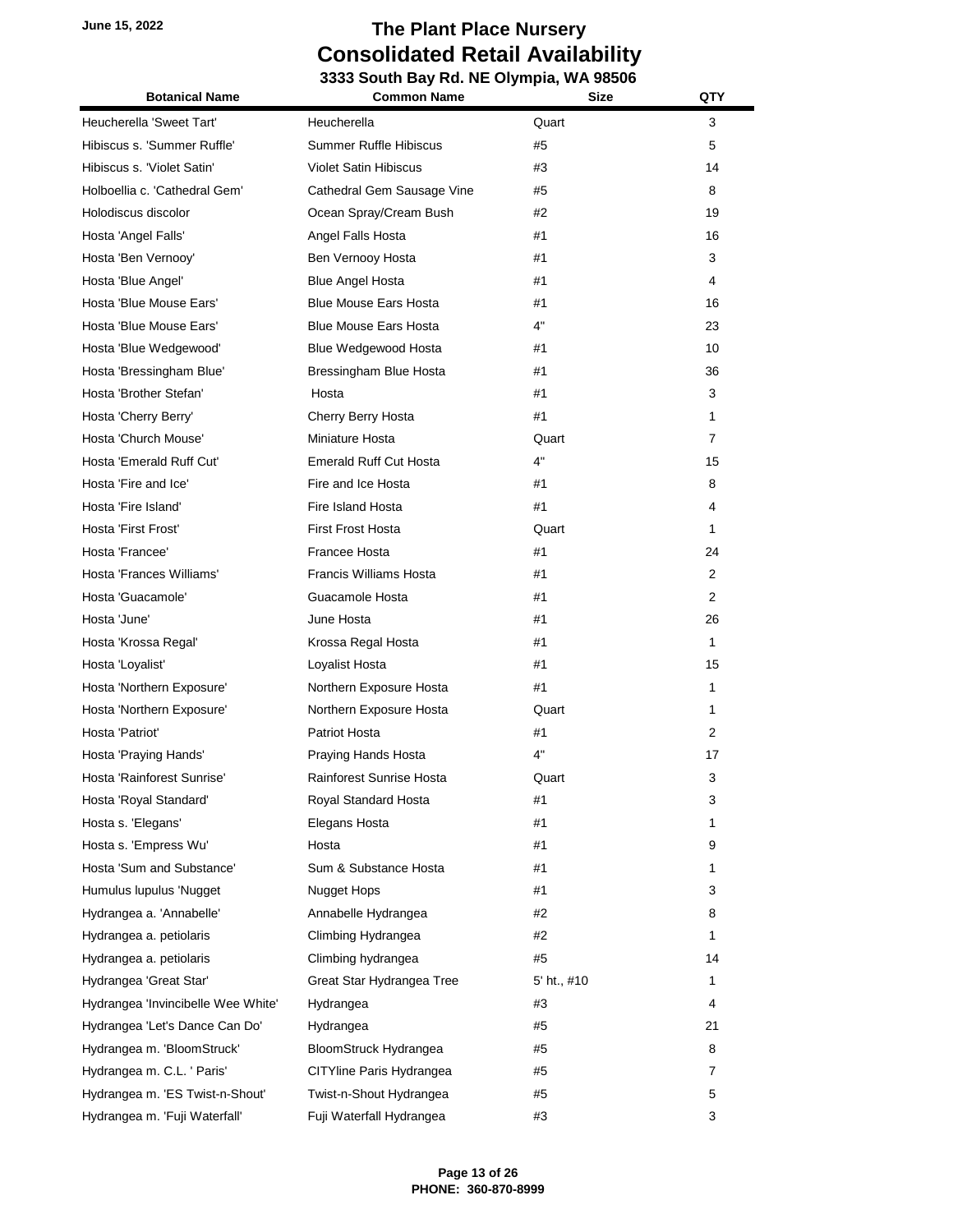June 15, 2022

# The Plant Place Nursery
## Consolidated Retail Availability
### 3333 South Bay Rd. NE Olympia, WA 98506

| Botanical Name | Common Name | Size | QTY |
|---|---|---|---|
| Heucherella 'Sweet Tart' | Heucherella | Quart | 3 |
| Hibiscus s. 'Summer Ruffle' | Summer Ruffle Hibiscus | #5 | 5 |
| Hibiscus s. 'Violet Satin' | Violet Satin Hibiscus | #3 | 14 |
| Holboellia c. 'Cathedral Gem' | Cathedral Gem Sausage Vine | #5 | 8 |
| Holodiscus discolor | Ocean Spray/Cream Bush | #2 | 19 |
| Hosta 'Angel Falls' | Angel Falls Hosta | #1 | 16 |
| Hosta 'Ben Vernooy' | Ben Vernooy Hosta | #1 | 3 |
| Hosta 'Blue Angel' | Blue Angel Hosta | #1 | 4 |
| Hosta 'Blue Mouse Ears' | Blue Mouse Ears Hosta | #1 | 16 |
| Hosta 'Blue Mouse Ears' | Blue Mouse Ears Hosta | 4" | 23 |
| Hosta 'Blue Wedgewood' | Blue Wedgewood Hosta | #1 | 10 |
| Hosta 'Bressingham Blue' | Bressingham Blue Hosta | #1 | 36 |
| Hosta 'Brother Stefan' | Hosta | #1 | 3 |
| Hosta 'Cherry Berry' | Cherry Berry Hosta | #1 | 1 |
| Hosta 'Church Mouse' | Miniature Hosta | Quart | 7 |
| Hosta 'Emerald Ruff Cut' | Emerald Ruff Cut Hosta | 4" | 15 |
| Hosta 'Fire and Ice' | Fire and Ice Hosta | #1 | 8 |
| Hosta 'Fire Island' | Fire Island Hosta | #1 | 4 |
| Hosta 'First Frost' | First Frost Hosta | Quart | 1 |
| Hosta 'Francee' | Francee Hosta | #1 | 24 |
| Hosta 'Frances Williams' | Francis Williams Hosta | #1 | 2 |
| Hosta 'Guacamole' | Guacamole Hosta | #1 | 2 |
| Hosta 'June' | June Hosta | #1 | 26 |
| Hosta 'Krossa Regal' | Krossa Regal Hosta | #1 | 1 |
| Hosta 'Loyalist' | Loyalist Hosta | #1 | 15 |
| Hosta 'Northern Exposure' | Northern Exposure Hosta | #1 | 1 |
| Hosta 'Northern Exposure' | Northern Exposure Hosta | Quart | 1 |
| Hosta 'Patriot' | Patriot Hosta | #1 | 2 |
| Hosta 'Praying Hands' | Praying Hands Hosta | 4" | 17 |
| Hosta 'Rainforest Sunrise' | Rainforest Sunrise Hosta | Quart | 3 |
| Hosta 'Royal Standard' | Royal Standard Hosta | #1 | 3 |
| Hosta s. 'Elegans' | Elegans Hosta | #1 | 1 |
| Hosta s. 'Empress Wu' | Hosta | #1 | 9 |
| Hosta 'Sum and Substance' | Sum & Substance Hosta | #1 | 1 |
| Humulus lupulus 'Nugget | Nugget Hops | #1 | 3 |
| Hydrangea a. 'Annabelle' | Annabelle Hydrangea | #2 | 8 |
| Hydrangea a. petiolaris | Climbing Hydrangea | #2 | 1 |
| Hydrangea a. petiolaris | Climbing hydrangea | #5 | 14 |
| Hydrangea 'Great Star' | Great Star Hydrangea Tree | 5' ht., #10 | 1 |
| Hydrangea 'Invincibelle Wee White' | Hydrangea | #3 | 4 |
| Hydrangea 'Let's Dance Can Do' | Hydrangea | #5 | 21 |
| Hydrangea m. 'BloomStruck' | BloomStruck Hydrangea | #5 | 8 |
| Hydrangea m. C.L. ' Paris' | CITYline Paris Hydrangea | #5 | 7 |
| Hydrangea m. 'ES Twist-n-Shout' | Twist-n-Shout Hydrangea | #5 | 5 |
| Hydrangea m. 'Fuji Waterfall' | Fuji Waterfall Hydrangea | #3 | 3 |

**PHONE: 360-870-8999**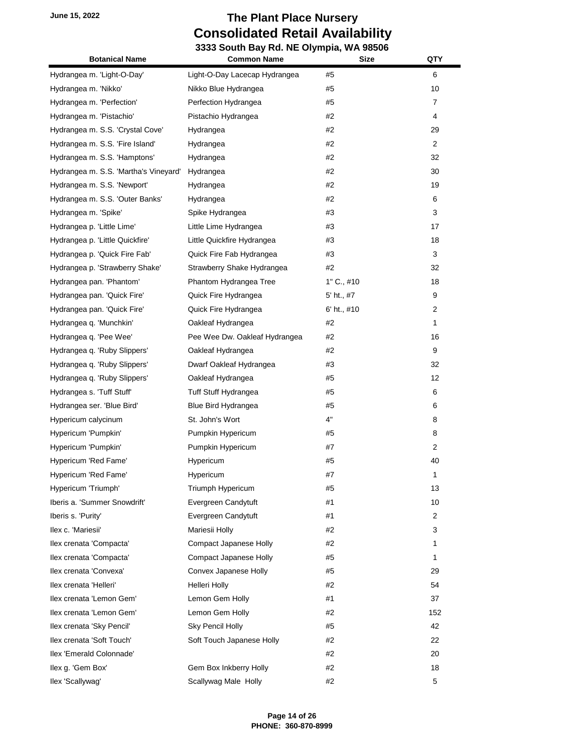# The Plant Place Nursery
## Consolidated Retail Availability
### 3333 South Bay Rd. NE Olympia, WA 98506

June 15, 2022

| Botanical Name | Common Name | Size | QTY |
|---|---|---|---|
| Hydrangea m. 'Light-O-Day' | Light-O-Day Lacecap Hydrangea | #5 | 6 |
| Hydrangea m. 'Nikko' | Nikko Blue Hydrangea | #5 | 10 |
| Hydrangea m. 'Perfection' | Perfection Hydrangea | #5 | 7 |
| Hydrangea m. 'Pistachio' | Pistachio Hydrangea | #2 | 4 |
| Hydrangea m. S.S. 'Crystal Cove' | Hydrangea | #2 | 29 |
| Hydrangea m. S.S. 'Fire Island' | Hydrangea | #2 | 2 |
| Hydrangea m. S.S. 'Hamptons' | Hydrangea | #2 | 32 |
| Hydrangea m. S.S. 'Martha's Vineyard' | Hydrangea | #2 | 30 |
| Hydrangea m. S.S. 'Newport' | Hydrangea | #2 | 19 |
| Hydrangea m. S.S. 'Outer Banks' | Hydrangea | #2 | 6 |
| Hydrangea m. 'Spike' | Spike Hydrangea | #3 | 3 |
| Hydrangea p. 'Little Lime' | Little Lime Hydrangea | #3 | 17 |
| Hydrangea p. 'Little Quickfire' | Little Quickfire Hydrangea | #3 | 18 |
| Hydrangea p. 'Quick Fire Fab' | Quick Fire Fab Hydrangea | #3 | 3 |
| Hydrangea p. 'Strawberry Shake' | Strawberry Shake Hydrangea | #2 | 32 |
| Hydrangea pan. 'Phantom' | Phantom Hydrangea Tree | 1" C., #10 | 18 |
| Hydrangea pan. 'Quick Fire' | Quick Fire Hydrangea | 5' ht., #7 | 9 |
| Hydrangea pan. 'Quick Fire' | Quick Fire Hydrangea | 6' ht., #10 | 2 |
| Hydrangea q. 'Munchkin' | Oakleaf Hydrangea | #2 | 1 |
| Hydrangea q. 'Pee Wee' | Pee Wee Dw. Oakleaf Hydrangea | #2 | 16 |
| Hydrangea q. 'Ruby Slippers' | Oakleaf Hydrangea | #2 | 9 |
| Hydrangea q. 'Ruby Slippers' | Dwarf Oakleaf Hydrangea | #3 | 32 |
| Hydrangea q. 'Ruby Slippers' | Oakleaf Hydrangea | #5 | 12 |
| Hydrangea s. 'Tuff Stuff' | Tuff Stuff Hydrangea | #5 | 6 |
| Hydrangea ser. 'Blue Bird' | Blue Bird Hydrangea | #5 | 6 |
| Hypericum calycinum | St. John's Wort | 4" | 8 |
| Hypericum 'Pumpkin' | Pumpkin Hypericum | #5 | 8 |
| Hypericum 'Pumpkin' | Pumpkin Hypericum | #7 | 2 |
| Hypericum 'Red Fame' | Hypericum | #5 | 40 |
| Hypericum 'Red Fame' | Hypericum | #7 | 1 |
| Hypericum 'Triumph' | Triumph Hypericum | #5 | 13 |
| Iberis a. 'Summer Snowdrift' | Evergreen Candytuft | #1 | 10 |
| Iberis s. 'Purity' | Evergreen Candytuft | #1 | 2 |
| Ilex c. 'Mariesii' | Mariesii Holly | #2 | 3 |
| Ilex crenata 'Compacta' | Compact Japanese Holly | #2 | 1 |
| Ilex crenata 'Compacta' | Compact Japanese Holly | #5 | 1 |
| Ilex crenata 'Convexa' | Convex Japanese Holly | #5 | 29 |
| Ilex crenata 'Helleri' | Helleri Holly | #2 | 54 |
| Ilex crenata 'Lemon Gem' | Lemon Gem Holly | #1 | 37 |
| Ilex crenata 'Lemon Gem' | Lemon Gem Holly | #2 | 152 |
| Ilex crenata 'Sky Pencil' | Sky Pencil Holly | #5 | 42 |
| Ilex crenata 'Soft Touch' | Soft Touch Japanese Holly | #2 | 22 |
| Ilex 'Emerald Colonnade' | | #2 | 20 |
| Ilex g. 'Gem Box' | Gem Box Inkberry Holly | #2 | 18 |
| Ilex 'Scallywag' | Scallywag Male Holly | #2 | 5 |

**PHONE: 360-870-8999**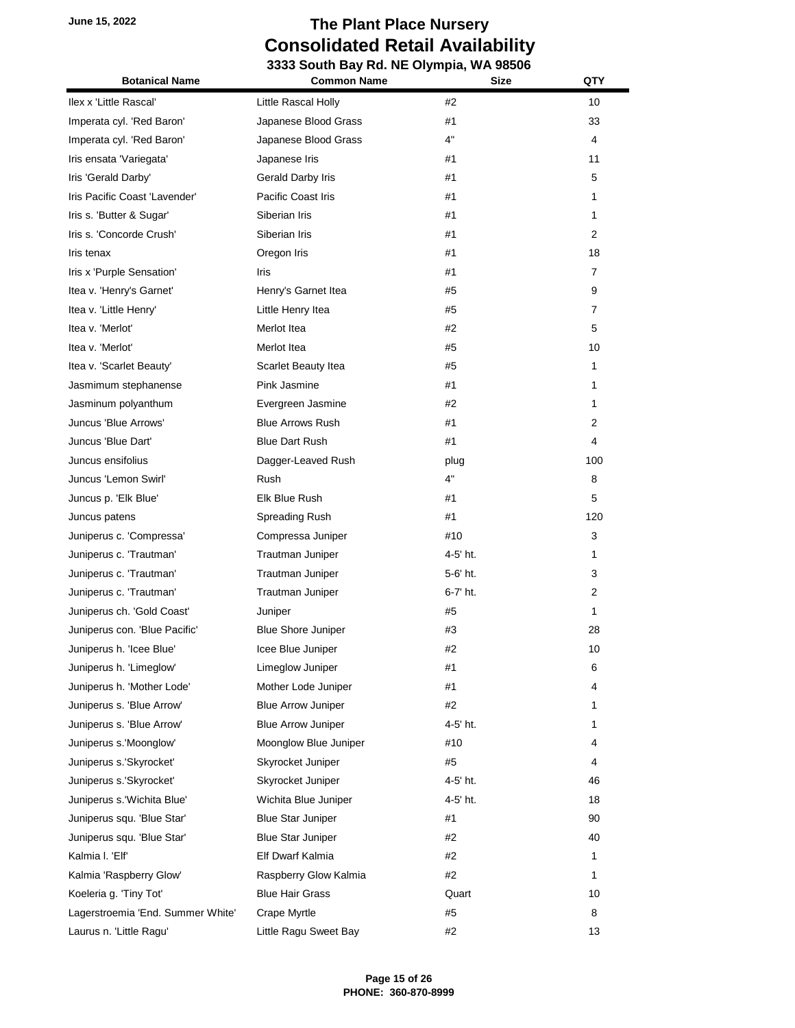June 15, 2022

# The Plant Place Nursery
## Consolidated Retail Availability
### 3333 South Bay Rd. NE Olympia, WA 98506

| Botanical Name | Common Name | Size | QTY |
|---|---|---|---|
| Ilex x 'Little Rascal' | Little Rascal Holly | #2 | 10 |
| Imperata cyl. 'Red Baron' | Japanese Blood Grass | #1 | 33 |
| Imperata cyl. 'Red Baron' | Japanese Blood Grass | 4" | 4 |
| Iris ensata 'Variegata' | Japanese Iris | #1 | 11 |
| Iris 'Gerald Darby' | Gerald Darby Iris | #1 | 5 |
| Iris Pacific Coast 'Lavender' | Pacific Coast Iris | #1 | 1 |
| Iris s. 'Butter & Sugar' | Siberian Iris | #1 | 1 |
| Iris s. 'Concorde Crush' | Siberian Iris | #1 | 2 |
| Iris tenax | Oregon Iris | #1 | 18 |
| Iris x 'Purple Sensation' | Iris | #1 | 7 |
| Itea v. 'Henry's Garnet' | Henry's Garnet Itea | #5 | 9 |
| Itea v. 'Little Henry' | Little Henry Itea | #5 | 7 |
| Itea v. 'Merlot' | Merlot Itea | #2 | 5 |
| Itea v. 'Merlot' | Merlot Itea | #5 | 10 |
| Itea v. 'Scarlet Beauty' | Scarlet Beauty Itea | #5 | 1 |
| Jasmimum stephanense | Pink Jasmine | #1 | 1 |
| Jasminum polyanthum | Evergreen Jasmine | #2 | 1 |
| Juncus 'Blue Arrows' | Blue Arrows Rush | #1 | 2 |
| Juncus 'Blue Dart' | Blue Dart Rush | #1 | 4 |
| Juncus ensifolius | Dagger-Leaved Rush | plug | 100 |
| Juncus 'Lemon Swirl' | Rush | 4" | 8 |
| Juncus p. 'Elk Blue' | Elk Blue Rush | #1 | 5 |
| Juncus patens | Spreading Rush | #1 | 120 |
| Juniperus c. 'Compressa' | Compressa Juniper | #10 | 3 |
| Juniperus c. 'Trautman' | Trautman Juniper | 4-5' ht. | 1 |
| Juniperus c. 'Trautman' | Trautman Juniper | 5-6' ht. | 3 |
| Juniperus c. 'Trautman' | Trautman Juniper | 6-7' ht. | 2 |
| Juniperus ch. 'Gold Coast' | Juniper | #5 | 1 |
| Juniperus con. 'Blue Pacific' | Blue Shore Juniper | #3 | 28 |
| Juniperus h. 'Icee Blue' | Icee Blue Juniper | #2 | 10 |
| Juniperus h. 'Limeglow' | Limeglow Juniper | #1 | 6 |
| Juniperus h. 'Mother Lode' | Mother Lode Juniper | #1 | 4 |
| Juniperus s. 'Blue Arrow' | Blue Arrow Juniper | #2 | 1 |
| Juniperus s. 'Blue Arrow' | Blue Arrow Juniper | 4-5' ht. | 1 |
| Juniperus s.'Moonglow' | Moonglow Blue Juniper | #10 | 4 |
| Juniperus s.'Skyrocket' | Skyrocket Juniper | #5 | 4 |
| Juniperus s.'Skyrocket' | Skyrocket Juniper | 4-5' ht. | 46 |
| Juniperus s.'Wichita Blue' | Wichita Blue Juniper | 4-5' ht. | 18 |
| Juniperus squ. 'Blue Star' | Blue Star Juniper | #1 | 90 |
| Juniperus squ. 'Blue Star' | Blue Star Juniper | #2 | 40 |
| Kalmia l. 'Elf' | Elf Dwarf Kalmia | #2 | 1 |
| Kalmia 'Raspberry Glow' | Raspberry Glow Kalmia | #2 | 1 |
| Koeleria g. 'Tiny Tot' | Blue Hair Grass | Quart | 10 |
| Lagerstroemia 'End. Summer White' | Crape Myrtle | #5 | 8 |
| Laurus n. 'Little Ragu' | Little Ragu Sweet Bay | #2 | 13 |

PHONE: 360-870-8999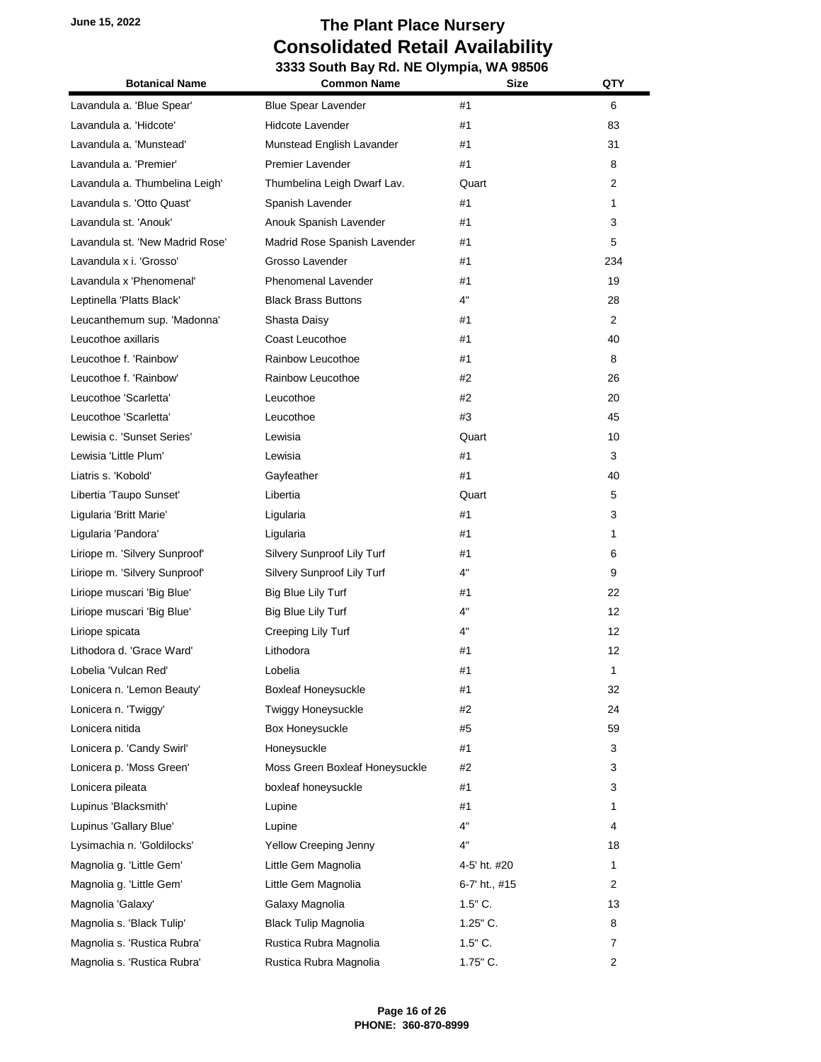June 15, 2022

# The Plant Place Nursery
## Consolidated Retail Availability
### 3333 South Bay Rd. NE Olympia, WA 98506

| Botanical Name | Common Name | Size | QTY |
|---|---|---|---|
| Lavandula a. 'Blue Spear' | Blue Spear Lavender | #1 | 6 |
| Lavandula a. 'Hidcote' | Hidcote Lavender | #1 | 83 |
| Lavandula a. 'Munstead' | Munstead English Lavander | #1 | 31 |
| Lavandula a. 'Premier' | Premier Lavender | #1 | 8 |
| Lavandula a. Thumbelina Leigh' | Thumbelina Leigh Dwarf Lav. | Quart | 2 |
| Lavandula s. 'Otto Quast' | Spanish Lavender | #1 | 1 |
| Lavandula st. 'Anouk' | Anouk Spanish Lavender | #1 | 3 |
| Lavandula st. 'New Madrid Rose' | Madrid Rose Spanish Lavender | #1 | 5 |
| Lavandula x i. 'Grosso' | Grosso Lavender | #1 | 234 |
| Lavandula x 'Phenomenal' | Phenomenal Lavender | #1 | 19 |
| Leptinella 'Platts Black' | Black Brass Buttons | 4" | 28 |
| Leucanthemum sup. 'Madonna' | Shasta Daisy | #1 | 2 |
| Leucothoe axillaris | Coast Leucothoe | #1 | 40 |
| Leucothoe f. 'Rainbow' | Rainbow Leucothoe | #1 | 8 |
| Leucothoe f. 'Rainbow' | Rainbow Leucothoe | #2 | 26 |
| Leucothoe 'Scarletta' | Leucothoe | #2 | 20 |
| Leucothoe 'Scarletta' | Leucothoe | #3 | 45 |
| Lewisia c. 'Sunset Series' | Lewisia | Quart | 10 |
| Lewisia 'Little Plum' | Lewisia | #1 | 3 |
| Liatris s. 'Kobold' | Gayfeather | #1 | 40 |
| Libertia 'Taupo Sunset' | Libertia | Quart | 5 |
| Ligularia 'Britt Marie' | Ligularia | #1 | 3 |
| Ligularia 'Pandora' | Ligularia | #1 | 1 |
| Liriope m. 'Silvery Sunproof' | Silvery Sunproof Lily Turf | #1 | 6 |
| Liriope m. 'Silvery Sunproof' | Silvery Sunproof Lily Turf | 4" | 9 |
| Liriope muscari 'Big Blue' | Big Blue Lily Turf | #1 | 22 |
| Liriope muscari 'Big Blue' | Big Blue Lily Turf | 4" | 12 |
| Liriope spicata | Creeping Lily Turf | 4" | 12 |
| Lithodora d. 'Grace Ward' | Lithodora | #1 | 12 |
| Lobelia 'Vulcan Red' | Lobelia | #1 | 1 |
| Lonicera n. 'Lemon Beauty' | Boxleaf Honeysuckle | #1 | 32 |
| Lonicera n. 'Twiggy' | Twiggy Honeysuckle | #2 | 24 |
| Lonicera nitida | Box Honeysuckle | #5 | 59 |
| Lonicera p. 'Candy Swirl' | Honeysuckle | #1 | 3 |
| Lonicera p. 'Moss Green' | Moss Green Boxleaf Honeysuckle | #2 | 3 |
| Lonicera pileata | boxleaf honeysuckle | #1 | 3 |
| Lupinus 'Blacksmith' | Lupine | #1 | 1 |
| Lupinus 'Gallary Blue' | Lupine | 4" | 4 |
| Lysimachia n. 'Goldilocks' | Yellow Creeping Jenny | 4" | 18 |
| Magnolia g. 'Little Gem' | Little Gem Magnolia | 4-5' ht. #20 | 1 |
| Magnolia g. 'Little Gem' | Little Gem Magnolia | 6-7' ht., #15 | 2 |
| Magnolia 'Galaxy' | Galaxy Magnolia | 1.5" C. | 13 |
| Magnolia s. 'Black Tulip' | Black Tulip Magnolia | 1.25" C. | 8 |
| Magnolia s. 'Rustica Rubra' | Rustica Rubra Magnolia | 1.5" C. | 7 |
| Magnolia s. 'Rustica Rubra' | Rustica Rubra Magnolia | 1.75" C. | 2 |

**PHONE: 360-870-8999**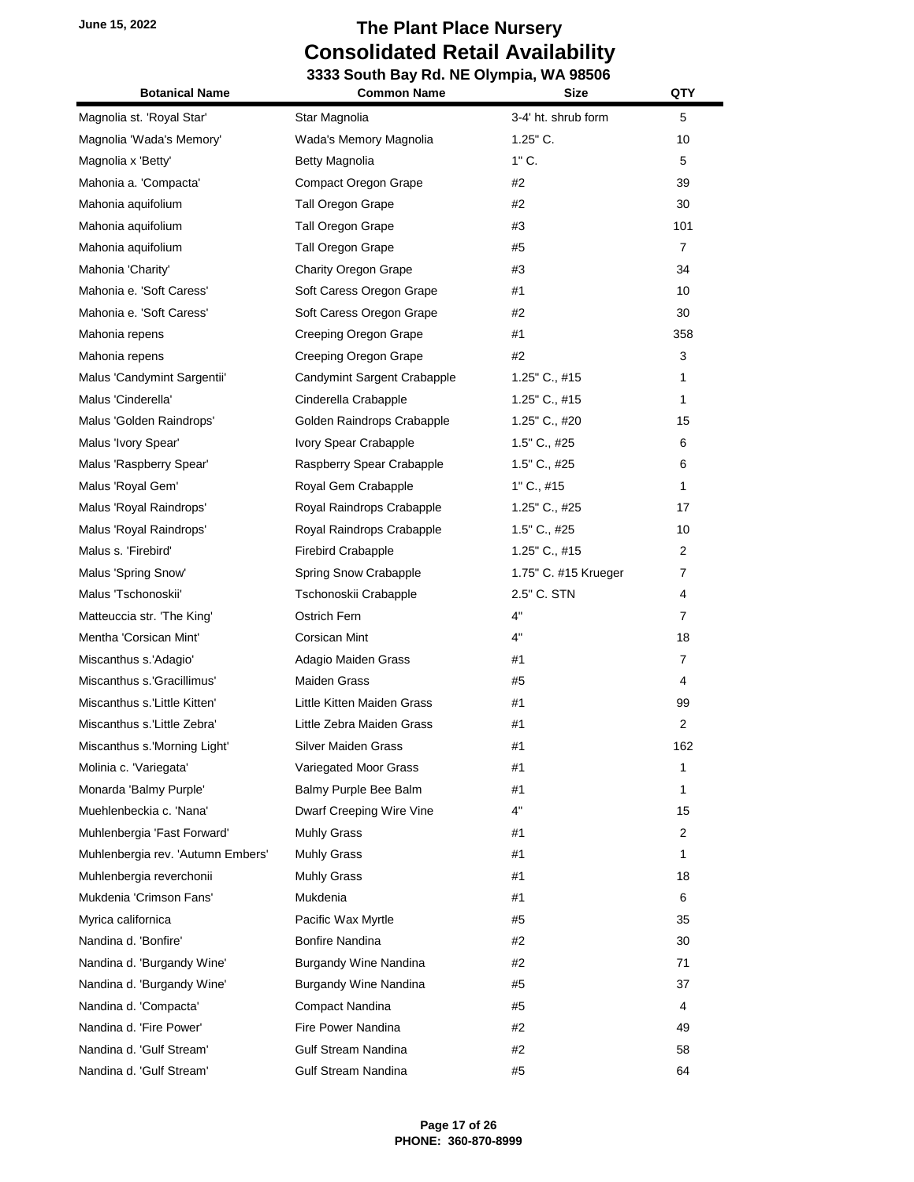# The Plant Place Nursery

## Consolidated Retail Availability

### 3333 South Bay Rd. NE Olympia, WA 98506

June 15, 2022

| Botanical Name | Common Name | Size | QTY |
|---|---|---|---|
| Magnolia st. 'Royal Star' | Star Magnolia | 3-4' ht. shrub form | 5 |
| Magnolia 'Wada's Memory' | Wada's Memory Magnolia | 1.25" C. | 10 |
| Magnolia x 'Betty' | Betty Magnolia | 1" C. | 5 |
| Mahonia a. 'Compacta' | Compact Oregon Grape | #2 | 39 |
| Mahonia aquifolium | Tall Oregon Grape | #2 | 30 |
| Mahonia aquifolium | Tall Oregon Grape | #3 | 101 |
| Mahonia aquifolium | Tall Oregon Grape | #5 | 7 |
| Mahonia 'Charity' | Charity Oregon Grape | #3 | 34 |
| Mahonia e. 'Soft Caress' | Soft Caress Oregon Grape | #1 | 10 |
| Mahonia e. 'Soft Caress' | Soft Caress Oregon Grape | #2 | 30 |
| Mahonia repens | Creeping Oregon Grape | #1 | 358 |
| Mahonia repens | Creeping Oregon Grape | #2 | 3 |
| Malus 'Candymint Sargentii' | Candymint Sargent Crabapple | 1.25" C., #15 | 1 |
| Malus 'Cinderella' | Cinderella Crabapple | 1.25" C., #15 | 1 |
| Malus 'Golden Raindrops' | Golden Raindrops Crabapple | 1.25" C., #20 | 15 |
| Malus 'Ivory Spear' | Ivory Spear Crabapple | 1.5" C., #25 | 6 |
| Malus 'Raspberry Spear' | Raspberry Spear Crabapple | 1.5" C., #25 | 6 |
| Malus 'Royal Gem' | Royal Gem Crabapple | 1" C., #15 | 1 |
| Malus 'Royal Raindrops' | Royal Raindrops Crabapple | 1.25" C., #25 | 17 |
| Malus 'Royal Raindrops' | Royal Raindrops Crabapple | 1.5" C., #25 | 10 |
| Malus s. 'Firebird' | Firebird Crabapple | 1.25" C., #15 | 2 |
| Malus 'Spring Snow' | Spring Snow Crabapple | 1.75" C. #15 Krueger | 7 |
| Malus 'Tschonoskii' | Tschonoskii Crabapple | 2.5" C. STN | 4 |
| Matteuccia str. 'The King' | Ostrich Fern | 4" | 7 |
| Mentha 'Corsican Mint' | Corsican Mint | 4" | 18 |
| Miscanthus s.'Adagio' | Adagio Maiden Grass | #1 | 7 |
| Miscanthus s.'Gracillimus' | Maiden Grass | #5 | 4 |
| Miscanthus s.'Little Kitten' | Little Kitten Maiden Grass | #1 | 99 |
| Miscanthus s.'Little Zebra' | Little Zebra Maiden Grass | #1 | 2 |
| Miscanthus s.'Morning Light' | Silver Maiden Grass | #1 | 162 |
| Molinia c. 'Variegata' | Variegated Moor Grass | #1 | 1 |
| Monarda 'Balmy Purple' | Balmy Purple Bee Balm | #1 | 1 |
| Muehlenbeckia c. 'Nana' | Dwarf Creeping Wire Vine | 4" | 15 |
| Muhlenbergia 'Fast Forward' | Muhly Grass | #1 | 2 |
| Muhlenbergia rev. 'Autumn Embers' | Muhly Grass | #1 | 1 |
| Muhlenbergia reverchonii | Muhly Grass | #1 | 18 |
| Mukdenia 'Crimson Fans' | Mukdenia | #1 | 6 |
| Myrica californica | Pacific Wax Myrtle | #5 | 35 |
| Nandina d. 'Bonfire' | Bonfire Nandina | #2 | 30 |
| Nandina d. 'Burgandy Wine' | Burgandy Wine Nandina | #2 | 71 |
| Nandina d. 'Burgandy Wine' | Burgandy Wine Nandina | #5 | 37 |
| Nandina d. 'Compacta' | Compact Nandina | #5 | 4 |
| Nandina d. 'Fire Power' | Fire Power Nandina | #2 | 49 |
| Nandina d. 'Gulf Stream' | Gulf Stream Nandina | #2 | 58 |
| Nandina d. 'Gulf Stream' | Gulf Stream Nandina | #5 | 64 |

**PHONE: 360-870-8999**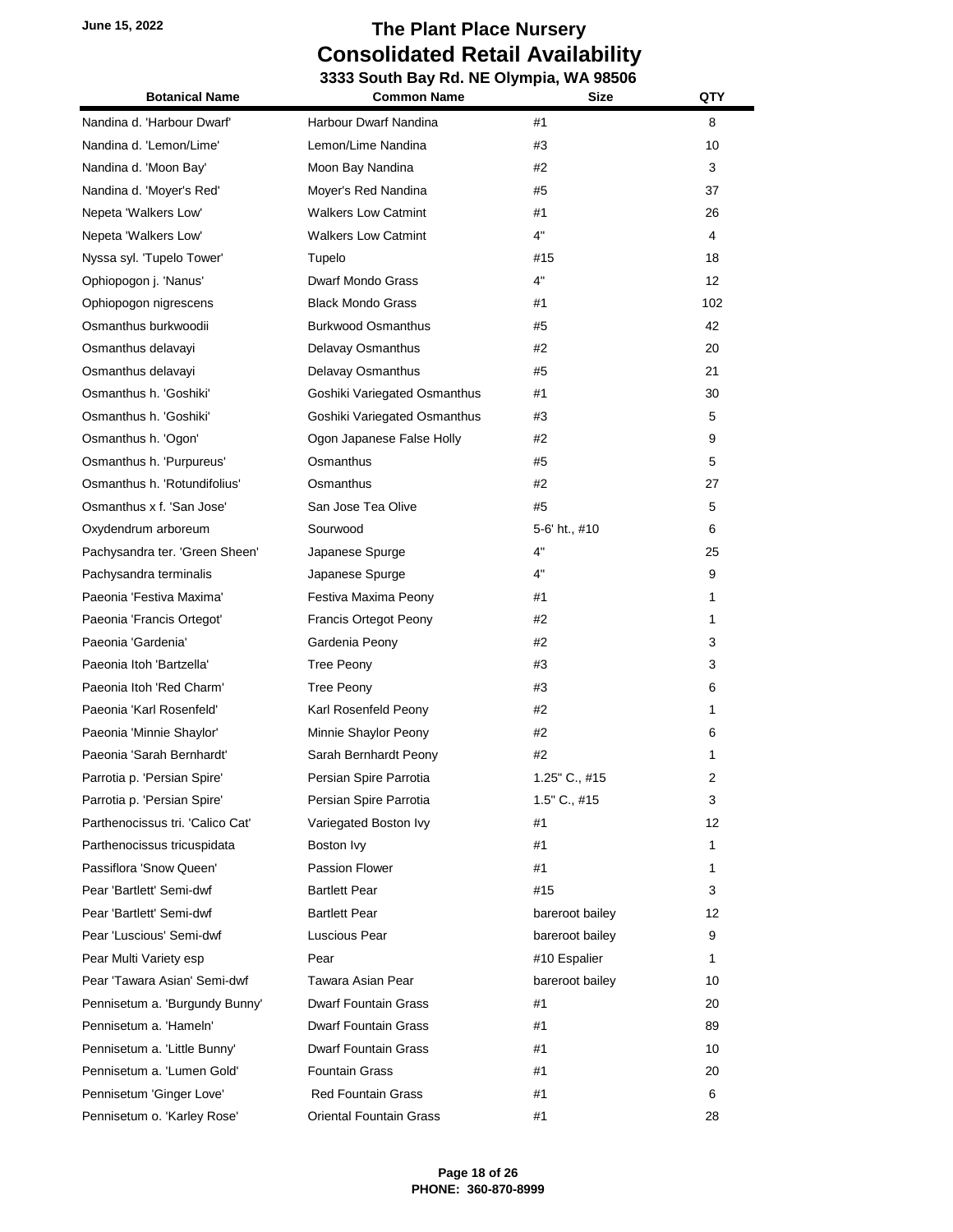# The Plant Place Nursery
## Consolidated Retail Availability
### 3333 South Bay Rd. NE Olympia, WA 98506

June 15, 2022

| Botanical Name | Common Name | Size | QTY |
|---|---|---|---|
| Nandina d. 'Harbour Dwarf' | Harbour Dwarf Nandina | #1 | 8 |
| Nandina d. 'Lemon/Lime' | Lemon/Lime Nandina | #3 | 10 |
| Nandina d. 'Moon Bay' | Moon Bay Nandina | #2 | 3 |
| Nandina d. 'Moyer's Red' | Moyer's Red Nandina | #5 | 37 |
| Nepeta 'Walkers Low' | Walkers Low Catmint | #1 | 26 |
| Nepeta 'Walkers Low' | Walkers Low Catmint | 4" | 4 |
| Nyssa syl. 'Tupelo Tower' | Tupelo | #15 | 18 |
| Ophiopogon j. 'Nanus' | Dwarf Mondo Grass | 4" | 12 |
| Ophiopogon nigrescens | Black Mondo Grass | #1 | 102 |
| Osmanthus burkwoodii | Burkwood Osmanthus | #5 | 42 |
| Osmanthus delavayi | Delavay Osmanthus | #2 | 20 |
| Osmanthus delavayi | Delavay Osmanthus | #5 | 21 |
| Osmanthus h. 'Goshiki' | Goshiki Variegated Osmanthus | #1 | 30 |
| Osmanthus h. 'Goshiki' | Goshiki Variegated Osmanthus | #3 | 5 |
| Osmanthus h. 'Ogon' | Ogon Japanese False Holly | #2 | 9 |
| Osmanthus h. 'Purpureus' | Osmanthus | #5 | 5 |
| Osmanthus h. 'Rotundifolius' | Osmanthus | #2 | 27 |
| Osmanthus x f. 'San Jose' | San Jose Tea Olive | #5 | 5 |
| Oxydendrum arboreum | Sourwood | 5-6' ht., #10 | 6 |
| Pachysandra ter. 'Green Sheen' | Japanese Spurge | 4" | 25 |
| Pachysandra terminalis | Japanese Spurge | 4" | 9 |
| Paeonia 'Festiva Maxima' | Festiva Maxima Peony | #1 | 1 |
| Paeonia 'Francis Ortegot' | Francis Ortegot Peony | #2 | 1 |
| Paeonia 'Gardenia' | Gardenia Peony | #2 | 3 |
| Paeonia Itoh 'Bartzella' | Tree Peony | #3 | 3 |
| Paeonia Itoh 'Red Charm' | Tree Peony | #3 | 6 |
| Paeonia 'Karl Rosenfeld' | Karl Rosenfeld Peony | #2 | 1 |
| Paeonia 'Minnie Shaylor' | Minnie Shaylor Peony | #2 | 6 |
| Paeonia 'Sarah Bernhardt' | Sarah Bernhardt Peony | #2 | 1 |
| Parrotia p. 'Persian Spire' | Persian Spire Parrotia | 1.25" C., #15 | 2 |
| Parrotia p. 'Persian Spire' | Persian Spire Parrotia | 1.5" C., #15 | 3 |
| Parthenocissus tri. 'Calico Cat' | Variegated Boston Ivy | #1 | 12 |
| Parthenocissus tricuspidata | Boston Ivy | #1 | 1 |
| Passiflora 'Snow Queen' | Passion Flower | #1 | 1 |
| Pear 'Bartlett' Semi-dwf | Bartlett Pear | #15 | 3 |
| Pear 'Bartlett' Semi-dwf | Bartlett Pear | bareroot bailey | 12 |
| Pear 'Luscious' Semi-dwf | Luscious Pear | bareroot bailey | 9 |
| Pear Multi Variety esp | Pear | #10 Espalier | 1 |
| Pear 'Tawara Asian' Semi-dwf | Tawara Asian Pear | bareroot bailey | 10 |
| Pennisetum a. 'Burgundy Bunny' | Dwarf Fountain Grass | #1 | 20 |
| Pennisetum a. 'Hameln' | Dwarf Fountain Grass | #1 | 89 |
| Pennisetum a. 'Little Bunny' | Dwarf Fountain Grass | #1 | 10 |
| Pennisetum a. 'Lumen Gold' | Fountain Grass | #1 | 20 |
| Pennisetum 'Ginger Love' | Red Fountain Grass | #1 | 6 |
| Pennisetum o. 'Karley Rose' | Oriental Fountain Grass | #1 | 28 |

PHONE: 360-870-8999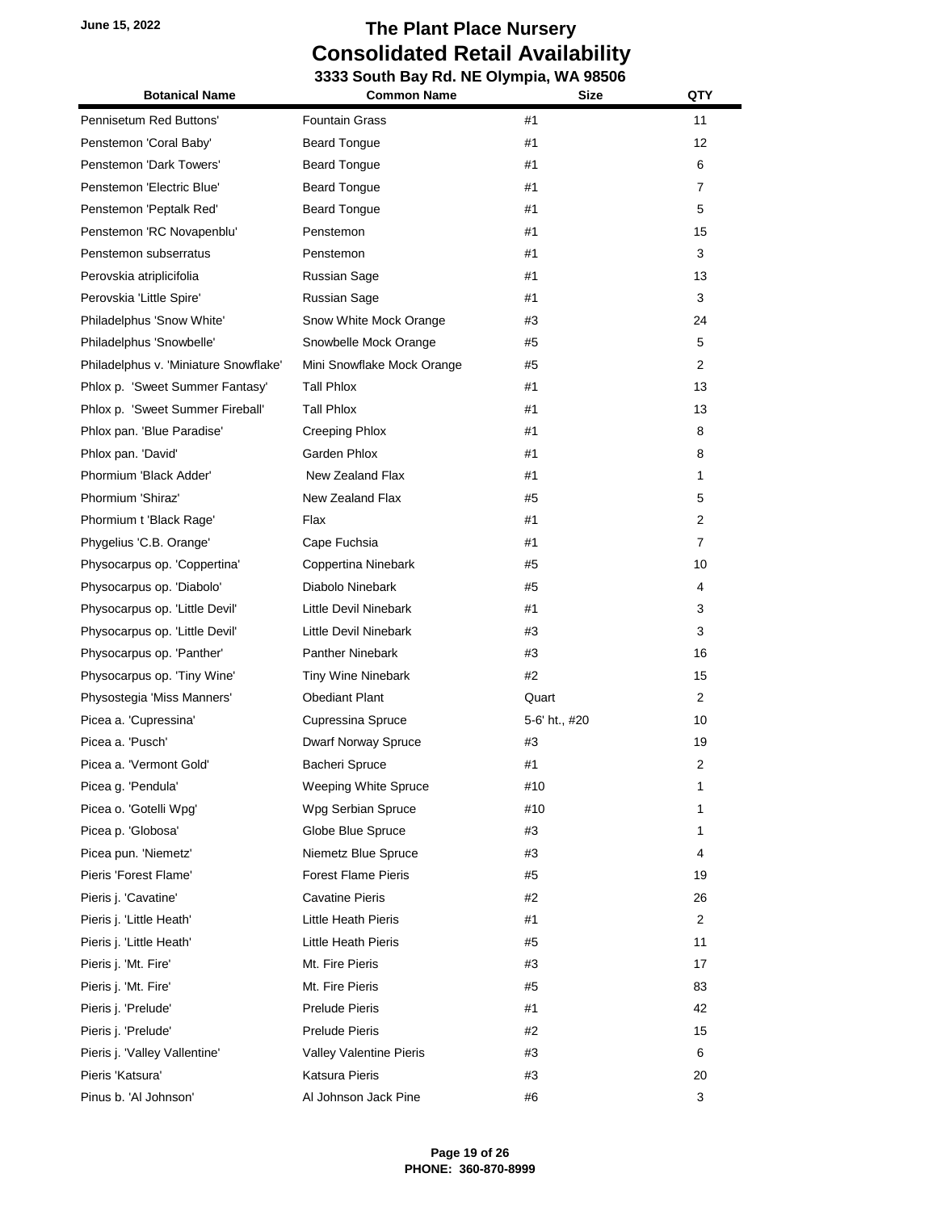June 15, 2022

# The Plant Place Nursery
# Consolidated Retail Availability

### 3333 South Bay Rd. NE Olympia, WA 98506

| Botanical Name | Common Name | Size | QTY |
|---|---|---|---|
| Pennisetum Red Buttons' | Fountain Grass | #1 | 11 |
| Penstemon 'Coral Baby' | Beard Tongue | #1 | 12 |
| Penstemon 'Dark Towers' | Beard Tongue | #1 | 6 |
| Penstemon 'Electric Blue' | Beard Tongue | #1 | 7 |
| Penstemon 'Peptalk Red' | Beard Tongue | #1 | 5 |
| Penstemon 'RC Novapenblu' | Penstemon | #1 | 15 |
| Penstemon subserratus | Penstemon | #1 | 3 |
| Perovskia atriplicifolia | Russian Sage | #1 | 13 |
| Perovskia 'Little Spire' | Russian Sage | #1 | 3 |
| Philadelphus 'Snow White' | Snow White Mock Orange | #3 | 24 |
| Philadelphus 'Snowbelle' | Snowbelle Mock Orange | #5 | 5 |
| Philadelphus v. 'Miniature Snowflake' | Mini Snowflake Mock Orange | #5 | 2 |
| Phlox p. 'Sweet Summer Fantasy' | Tall Phlox | #1 | 13 |
| Phlox p. 'Sweet Summer Fireball' | Tall Phlox | #1 | 13 |
| Phlox pan. 'Blue Paradise' | Creeping Phlox | #1 | 8 |
| Phlox pan. 'David' | Garden Phlox | #1 | 8 |
| Phormium 'Black Adder' | New Zealand Flax | #1 | 1 |
| Phormium 'Shiraz' | New Zealand Flax | #5 | 5 |
| Phormium t 'Black Rage' | Flax | #1 | 2 |
| Phygelius 'C.B. Orange' | Cape Fuchsia | #1 | 7 |
| Physocarpus op. 'Coppertina' | Coppertina Ninebark | #5 | 10 |
| Physocarpus op. 'Diabolo' | Diabolo Ninebark | #5 | 4 |
| Physocarpus op. 'Little Devil' | Little Devil Ninebark | #1 | 3 |
| Physocarpus op. 'Little Devil' | Little Devil Ninebark | #3 | 3 |
| Physocarpus op. 'Panther' | Panther Ninebark | #3 | 16 |
| Physocarpus op. 'Tiny Wine' | Tiny Wine Ninebark | #2 | 15 |
| Physostegia 'Miss Manners' | Obediant Plant | Quart | 2 |
| Picea a. 'Cupressina' | Cupressina Spruce | 5-6' ht., #20 | 10 |
| Picea a. 'Pusch' | Dwarf Norway Spruce | #3 | 19 |
| Picea a. 'Vermont Gold' | Bacheri Spruce | #1 | 2 |
| Picea g. 'Pendula' | Weeping White Spruce | #10 | 1 |
| Picea o. 'Gotelli Wpg' | Wpg Serbian Spruce | #10 | 1 |
| Picea p. 'Globosa' | Globe Blue Spruce | #3 | 1 |
| Picea pun. 'Niemetz' | Niemetz Blue Spruce | #3 | 4 |
| Pieris 'Forest Flame' | Forest Flame Pieris | #5 | 19 |
| Pieris j. 'Cavatine' | Cavatine Pieris | #2 | 26 |
| Pieris j. 'Little Heath' | Little Heath Pieris | #1 | 2 |
| Pieris j. 'Little Heath' | Little Heath Pieris | #5 | 11 |
| Pieris j. 'Mt. Fire' | Mt. Fire Pieris | #3 | 17 |
| Pieris j. 'Mt. Fire' | Mt. Fire Pieris | #5 | 83 |
| Pieris j. 'Prelude' | Prelude Pieris | #1 | 42 |
| Pieris j. 'Prelude' | Prelude Pieris | #2 | 15 |
| Pieris j. 'Valley Vallentine' | Valley Valentine Pieris | #3 | 6 |
| Pieris 'Katsura' | Katsura Pieris | #3 | 20 |
| Pinus b. 'Al Johnson' | Al Johnson Jack Pine | #6 | 3 |

**PHONE: 360-870-8999**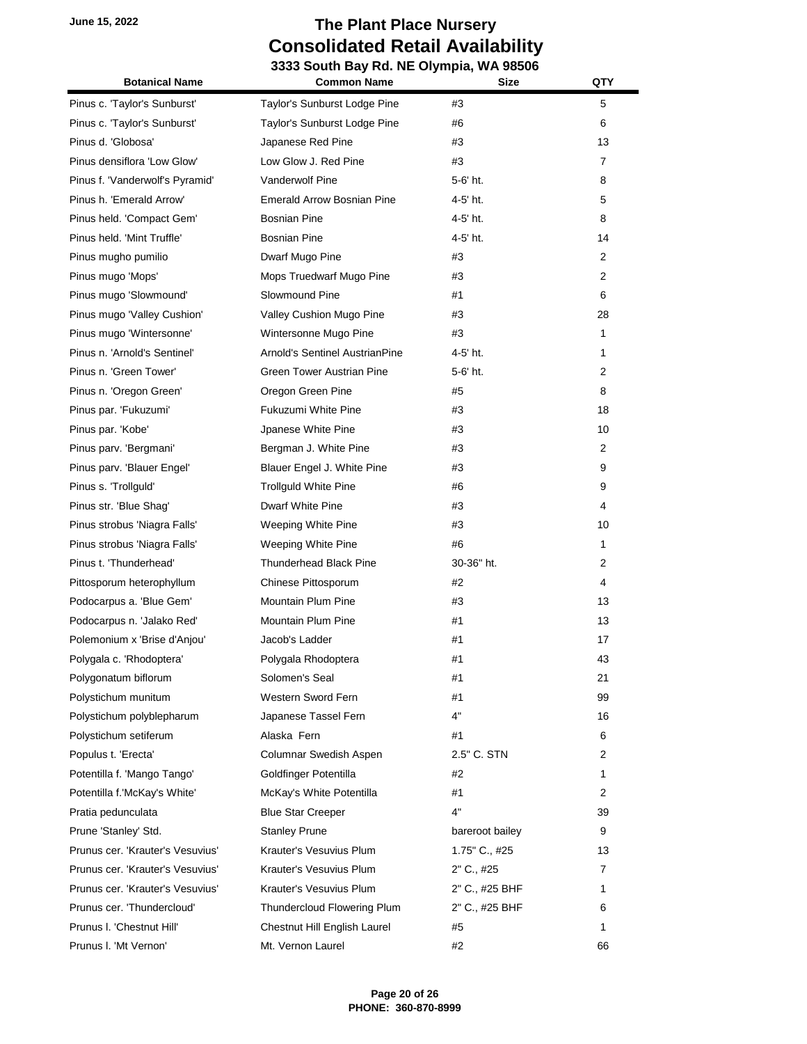June 15, 2022

# The Plant Place Nursery
## Consolidated Retail Availability
### 3333 South Bay Rd. NE Olympia, WA 98506

| Botanical Name | Common Name | Size | QTY |
|---|---|---|---|
| Pinus c. 'Taylor's Sunburst' | Taylor's Sunburst Lodge Pine | #3 | 5 |
| Pinus c. 'Taylor's Sunburst' | Taylor's Sunburst Lodge Pine | #6 | 6 |
| Pinus d. 'Globosa' | Japanese Red Pine | #3 | 13 |
| Pinus densiflora 'Low Glow' | Low Glow J. Red Pine | #3 | 7 |
| Pinus f. 'Vanderwolf's Pyramid' | Vanderwolf Pine | 5-6' ht. | 8 |
| Pinus h. 'Emerald Arrow' | Emerald Arrow Bosnian Pine | 4-5' ht. | 5 |
| Pinus held. 'Compact Gem' | Bosnian Pine | 4-5' ht. | 8 |
| Pinus held. 'Mint Truffle' | Bosnian Pine | 4-5' ht. | 14 |
| Pinus mugho pumilio | Dwarf Mugo Pine | #3 | 2 |
| Pinus mugo 'Mops' | Mops Truedwarf Mugo Pine | #3 | 2 |
| Pinus mugo 'Slowmound' | Slowmound Pine | #1 | 6 |
| Pinus mugo 'Valley Cushion' | Valley Cushion Mugo Pine | #3 | 28 |
| Pinus mugo 'Wintersonne' | Wintersonne Mugo Pine | #3 | 1 |
| Pinus n. 'Arnold's Sentinel' | Arnold's Sentinel AustrianPine | 4-5' ht. | 1 |
| Pinus n. 'Green Tower' | Green Tower Austrian Pine | 5-6' ht. | 2 |
| Pinus n. 'Oregon Green' | Oregon Green Pine | #5 | 8 |
| Pinus par. 'Fukuzumi' | Fukuzumi White Pine | #3 | 18 |
| Pinus par. 'Kobe' | Jpanese White Pine | #3 | 10 |
| Pinus parv. 'Bergmani' | Bergman J. White Pine | #3 | 2 |
| Pinus parv. 'Blauer Engel' | Blauer Engel J. White Pine | #3 | 9 |
| Pinus s. 'Trollguld' | Trollguld White Pine | #6 | 9 |
| Pinus str. 'Blue Shag' | Dwarf White Pine | #3 | 4 |
| Pinus strobus 'Niagra Falls' | Weeping White Pine | #3 | 10 |
| Pinus strobus 'Niagra Falls' | Weeping White Pine | #6 | 1 |
| Pinus t. 'Thunderhead' | Thunderhead Black Pine | 30-36" ht. | 2 |
| Pittosporum heterophyllum | Chinese Pittosporum | #2 | 4 |
| Podocarpus a. 'Blue Gem' | Mountain Plum Pine | #3 | 13 |
| Podocarpus n. 'Jalako Red' | Mountain Plum Pine | #1 | 13 |
| Polemonium x 'Brise d'Anjou' | Jacob's Ladder | #1 | 17 |
| Polygala c. 'Rhodoptera' | Polygala Rhodoptera | #1 | 43 |
| Polygonatum biflorum | Solomen's Seal | #1 | 21 |
| Polystichum munitum | Western Sword Fern | #1 | 99 |
| Polystichum polyblepharum | Japanese Tassel Fern | 4" | 16 |
| Polystichum setiferum | Alaska Fern | #1 | 6 |
| Populus t. 'Erecta' | Columnar Swedish Aspen | 2.5" C. STN | 2 |
| Potentilla f. 'Mango Tango' | Goldfinger Potentilla | #2 | 1 |
| Potentilla f.'McKay's White' | McKay's White Potentilla | #1 | 2 |
| Pratia pedunculata | Blue Star Creeper | 4" | 39 |
| Prune 'Stanley' Std. | Stanley Prune | bareroot bailey | 9 |
| Prunus cer. 'Krauter's Vesuvius' | Krauter's Vesuvius Plum | 1.75" C., #25 | 13 |
| Prunus cer. 'Krauter's Vesuvius' | Krauter's Vesuvius Plum | 2" C., #25 | 7 |
| Prunus cer. 'Krauter's Vesuvius' | Krauter's Vesuvius Plum | 2" C., #25 BHF | 1 |
| Prunus cer. 'Thundercloud' | Thundercloud Flowering Plum | 2" C., #25 BHF | 6 |
| Prunus l. 'Chestnut Hill' | Chestnut Hill English Laurel | #5 | 1 |
| Prunus l. 'Mt Vernon' | Mt. Vernon Laurel | #2 | 66 |

**PHONE: 360-870-8999**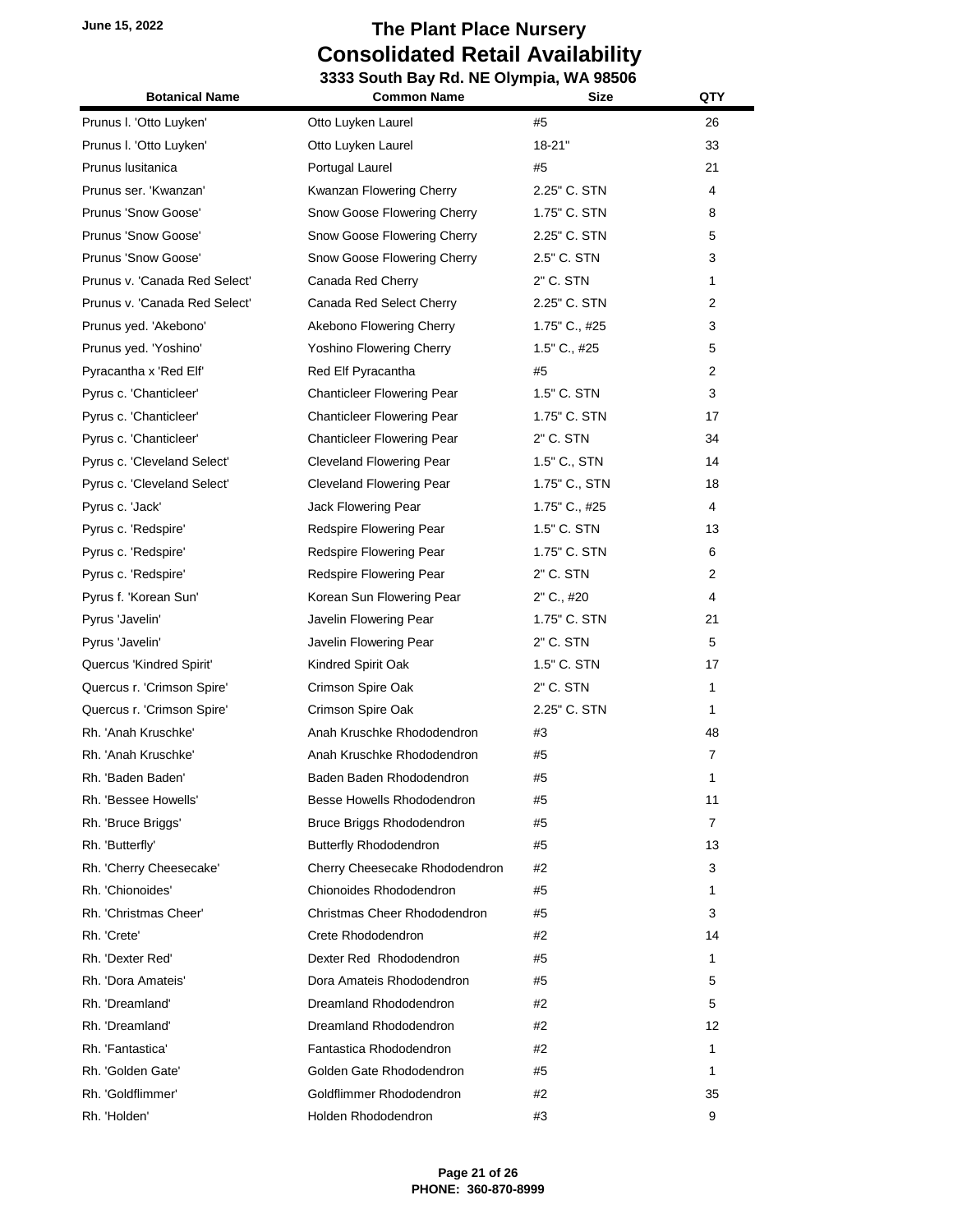June 15, 2022

# The Plant Place Nursery
## Consolidated Retail Availability
### 3333 South Bay Rd. NE Olympia, WA 98506

| Botanical Name | Common Name | Size | QTY |
|---|---|---|---|
| Prunus l. 'Otto Luyken' | Otto Luyken Laurel | #5 | 26 |
| Prunus l. 'Otto Luyken' | Otto Luyken Laurel | 18-21" | 33 |
| Prunus lusitanica | Portugal Laurel | #5 | 21 |
| Prunus ser. 'Kwanzan' | Kwanzan Flowering Cherry | 2.25" C. STN | 4 |
| Prunus 'Snow Goose' | Snow Goose Flowering Cherry | 1.75" C. STN | 8 |
| Prunus 'Snow Goose' | Snow Goose Flowering Cherry | 2.25" C. STN | 5 |
| Prunus 'Snow Goose' | Snow Goose Flowering Cherry | 2.5" C. STN | 3 |
| Prunus v. 'Canada Red Select' | Canada Red Cherry | 2" C. STN | 1 |
| Prunus v. 'Canada Red Select' | Canada Red Select Cherry | 2.25" C. STN | 2 |
| Prunus yed. 'Akebono' | Akebono Flowering Cherry | 1.75" C., #25 | 3 |
| Prunus yed. 'Yoshino' | Yoshino Flowering Cherry | 1.5" C., #25 | 5 |
| Pyracantha x 'Red Elf' | Red Elf Pyracantha | #5 | 2 |
| Pyrus c. 'Chanticleer' | Chanticleer Flowering Pear | 1.5" C. STN | 3 |
| Pyrus c. 'Chanticleer' | Chanticleer Flowering Pear | 1.75" C. STN | 17 |
| Pyrus c. 'Chanticleer' | Chanticleer Flowering Pear | 2" C. STN | 34 |
| Pyrus c. 'Cleveland Select' | Cleveland Flowering Pear | 1.5" C., STN | 14 |
| Pyrus c. 'Cleveland Select' | Cleveland Flowering Pear | 1.75" C., STN | 18 |
| Pyrus c. 'Jack' | Jack Flowering Pear | 1.75" C., #25 | 4 |
| Pyrus c. 'Redspire' | Redspire Flowering Pear | 1.5" C. STN | 13 |
| Pyrus c. 'Redspire' | Redspire Flowering Pear | 1.75" C. STN | 6 |
| Pyrus c. 'Redspire' | Redspire Flowering Pear | 2" C. STN | 2 |
| Pyrus f. 'Korean Sun' | Korean Sun Flowering Pear | 2" C., #20 | 4 |
| Pyrus 'Javelin' | Javelin Flowering Pear | 1.75" C. STN | 21 |
| Pyrus 'Javelin' | Javelin Flowering Pear | 2" C. STN | 5 |
| Quercus 'Kindred Spirit' | Kindred Spirit Oak | 1.5" C. STN | 17 |
| Quercus r. 'Crimson Spire' | Crimson Spire Oak | 2" C. STN | 1 |
| Quercus r. 'Crimson Spire' | Crimson Spire Oak | 2.25" C. STN | 1 |
| Rh. 'Anah Kruschke' | Anah Kruschke Rhododendron | #3 | 48 |
| Rh. 'Anah Kruschke' | Anah Kruschke Rhododendron | #5 | 7 |
| Rh. 'Baden Baden' | Baden Baden Rhododendron | #5 | 1 |
| Rh. 'Bessee Howells' | Besse Howells Rhododendron | #5 | 11 |
| Rh. 'Bruce Briggs' | Bruce Briggs Rhododendron | #5 | 7 |
| Rh. 'Butterfly' | Butterfly Rhododendron | #5 | 13 |
| Rh. 'Cherry Cheesecake' | Cherry Cheesecake Rhododendron | #2 | 3 |
| Rh. 'Chionoides' | Chionoides Rhododendron | #5 | 1 |
| Rh. 'Christmas Cheer' | Christmas Cheer Rhododendron | #5 | 3 |
| Rh. 'Crete' | Crete Rhododendron | #2 | 14 |
| Rh. 'Dexter Red' | Dexter Red Rhododendron | #5 | 1 |
| Rh. 'Dora Amateis' | Dora Amateis Rhododendron | #5 | 5 |
| Rh. 'Dreamland' | Dreamland Rhododendron | #2 | 5 |
| Rh. 'Dreamland' | Dreamland Rhododendron | #2 | 12 |
| Rh. 'Fantastica' | Fantastica Rhododendron | #2 | 1 |
| Rh. 'Golden Gate' | Golden Gate Rhododendron | #5 | 1 |
| Rh. 'Goldflimmer' | Goldflimmer Rhododendron | #2 | 35 |
| Rh. 'Holden' | Holden Rhododendron | #3 | 9 |

**PHONE: 360-870-8999**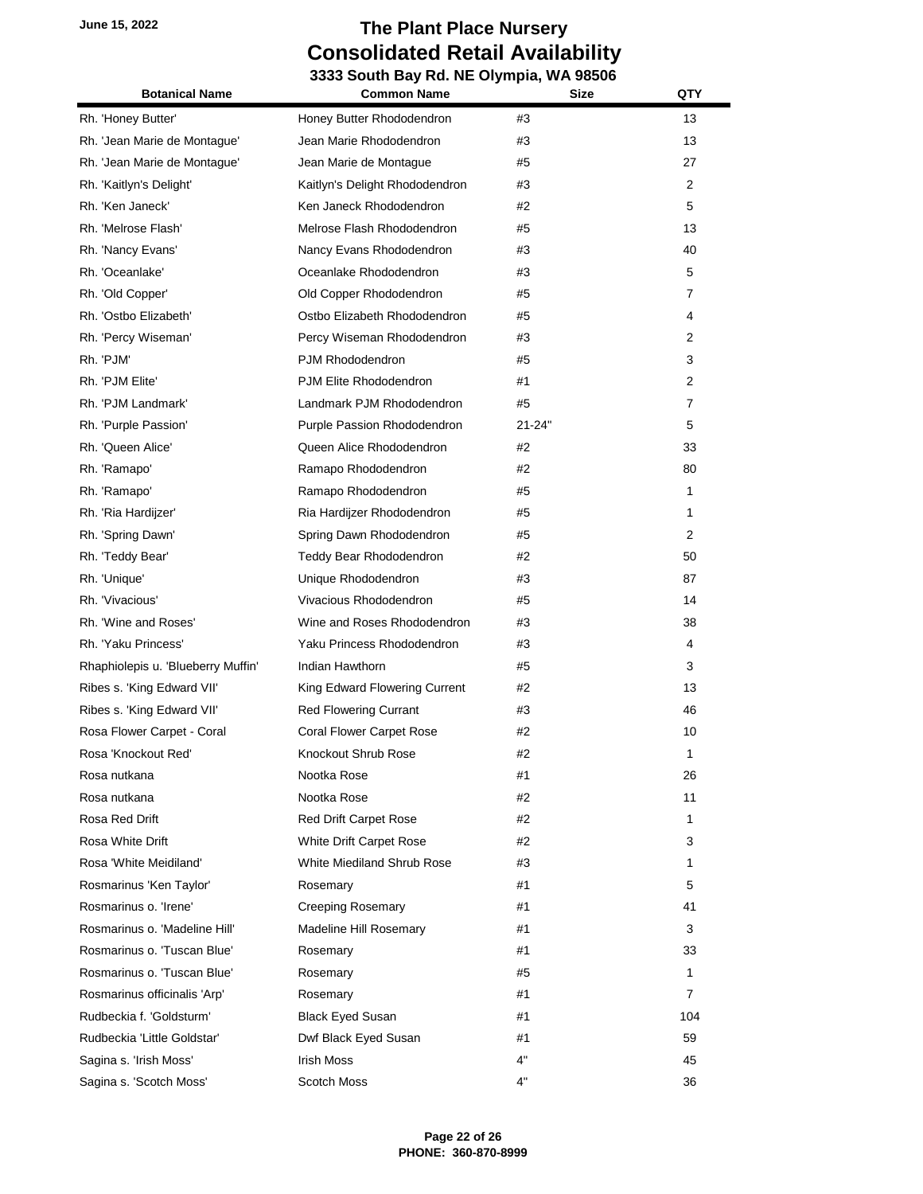# The Plant Place Nursery
## Consolidated Retail Availability
### 3333 South Bay Rd. NE Olympia, WA 98506

June 15, 2022

| Botanical Name | Common Name | Size | QTY |
|---|---|---|---|
| Rh. 'Honey Butter' | Honey Butter Rhododendron | #3 | 13 |
| Rh. 'Jean Marie de Montague' | Jean Marie Rhododendron | #3 | 13 |
| Rh. 'Jean Marie de Montague' | Jean Marie de Montague | #5 | 27 |
| Rh. 'Kaitlyn's Delight' | Kaitlyn's Delight Rhododendron | #3 | 2 |
| Rh. 'Ken Janeck' | Ken Janeck Rhododendron | #2 | 5 |
| Rh. 'Melrose Flash' | Melrose Flash Rhododendron | #5 | 13 |
| Rh. 'Nancy Evans' | Nancy Evans Rhododendron | #3 | 40 |
| Rh. 'Oceanlake' | Oceanlake Rhododendron | #3 | 5 |
| Rh. 'Old Copper' | Old Copper Rhododendron | #5 | 7 |
| Rh. 'Ostbo Elizabeth' | Ostbo Elizabeth Rhododendron | #5 | 4 |
| Rh. 'Percy Wiseman' | Percy Wiseman Rhododendron | #3 | 2 |
| Rh. 'PJM' | PJM Rhododendron | #5 | 3 |
| Rh. 'PJM Elite' | PJM Elite Rhododendron | #1 | 2 |
| Rh. 'PJM Landmark' | Landmark PJM Rhododendron | #5 | 7 |
| Rh. 'Purple Passion' | Purple Passion Rhododendron | 21-24" | 5 |
| Rh. 'Queen Alice' | Queen Alice Rhododendron | #2 | 33 |
| Rh. 'Ramapo' | Ramapo Rhododendron | #2 | 80 |
| Rh. 'Ramapo' | Ramapo Rhododendron | #5 | 1 |
| Rh. 'Ria Hardijzer' | Ria Hardijzer Rhododendron | #5 | 1 |
| Rh. 'Spring Dawn' | Spring Dawn Rhododendron | #5 | 2 |
| Rh. 'Teddy Bear' | Teddy Bear Rhododendron | #2 | 50 |
| Rh. 'Unique' | Unique Rhododendron | #3 | 87 |
| Rh. 'Vivacious' | Vivacious Rhododendron | #5 | 14 |
| Rh. 'Wine and Roses' | Wine and Roses Rhododendron | #3 | 38 |
| Rh. 'Yaku Princess' | Yaku Princess Rhododendron | #3 | 4 |
| Rhaphiolepis u. 'Blueberry Muffin' | Indian Hawthorn | #5 | 3 |
| Ribes s. 'King Edward VII' | King Edward Flowering Current | #2 | 13 |
| Ribes s. 'King Edward VII' | Red Flowering Currant | #3 | 46 |
| Rosa Flower Carpet - Coral | Coral Flower Carpet Rose | #2 | 10 |
| Rosa 'Knockout Red' | Knockout Shrub Rose | #2 | 1 |
| Rosa nutkana | Nootka Rose | #1 | 26 |
| Rosa nutkana | Nootka Rose | #2 | 11 |
| Rosa Red Drift | Red Drift Carpet Rose | #2 | 1 |
| Rosa White Drift | White Drift Carpet Rose | #2 | 3 |
| Rosa 'White Meidiland' | White Miediland Shrub Rose | #3 | 1 |
| Rosmarinus 'Ken Taylor' | Rosemary | #1 | 5 |
| Rosmarinus o. 'Irene' | Creeping Rosemary | #1 | 41 |
| Rosmarinus o. 'Madeline Hill' | Madeline Hill Rosemary | #1 | 3 |
| Rosmarinus o. 'Tuscan Blue' | Rosemary | #1 | 33 |
| Rosmarinus o. 'Tuscan Blue' | Rosemary | #5 | 1 |
| Rosmarinus officinalis 'Arp' | Rosemary | #1 | 7 |
| Rudbeckia f. 'Goldsturm' | Black Eyed Susan | #1 | 104 |
| Rudbeckia 'Little Goldstar' | Dwf Black Eyed Susan | #1 | 59 |
| Sagina s. 'Irish Moss' | Irish Moss | 4" | 45 |
| Sagina s. 'Scotch Moss' | Scotch Moss | 4" | 36 |

PHONE: 360-870-8999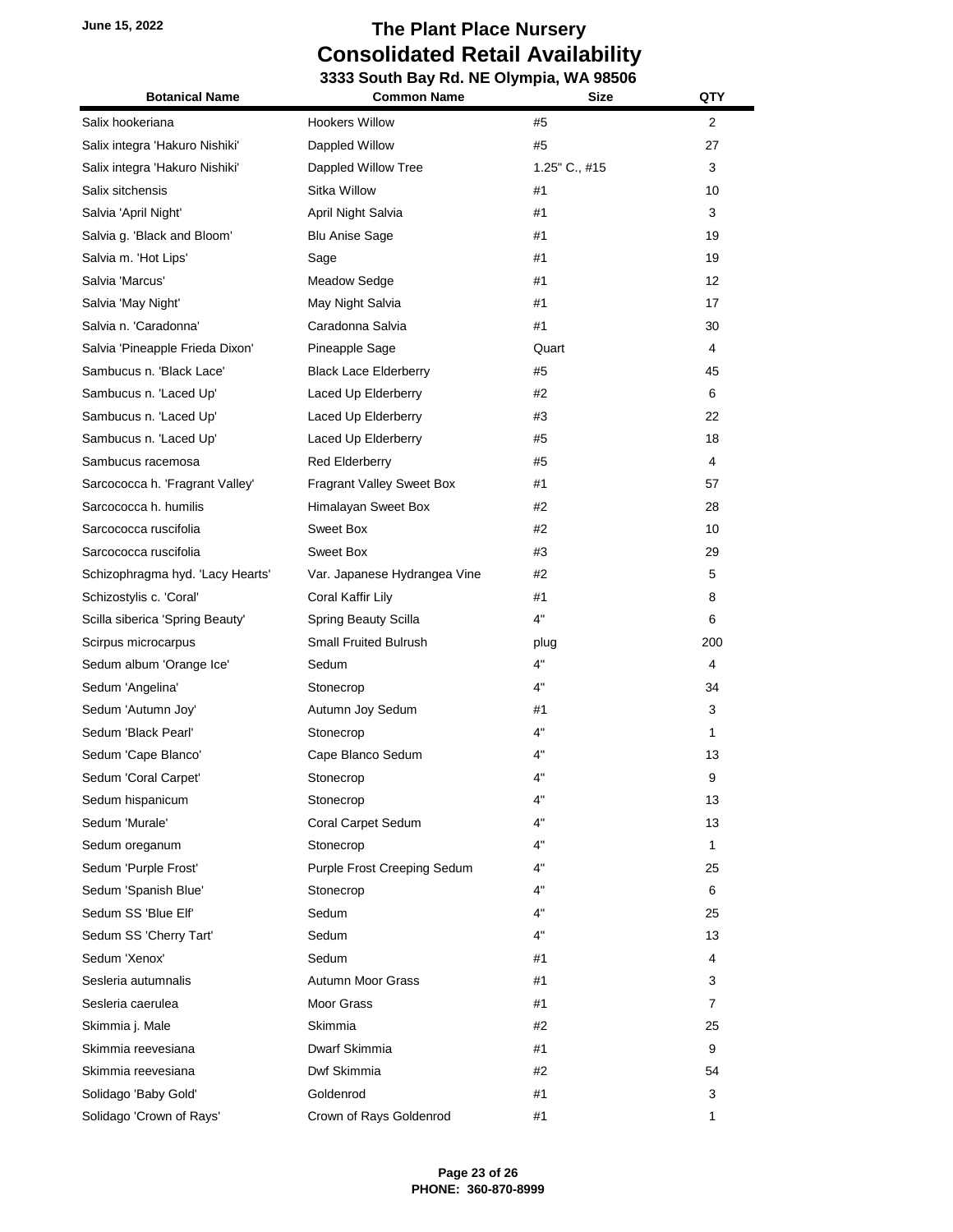June 15, 2022

# The Plant Place Nursery
## Consolidated Retail Availability
### 3333 South Bay Rd. NE Olympia, WA 98506

| Botanical Name | Common Name | Size | QTY |
|---|---|---|---|
| Salix hookeriana | Hookers Willow | #5 | 2 |
| Salix integra 'Hakuro Nishiki' | Dappled Willow | #5 | 27 |
| Salix integra 'Hakuro Nishiki' | Dappled Willow Tree | 1.25" C., #15 | 3 |
| Salix sitchensis | Sitka Willow | #1 | 10 |
| Salvia 'April Night' | April Night Salvia | #1 | 3 |
| Salvia g. 'Black and Bloom' | Blu Anise Sage | #1 | 19 |
| Salvia m. 'Hot Lips' | Sage | #1 | 19 |
| Salvia 'Marcus' | Meadow Sedge | #1 | 12 |
| Salvia 'May Night' | May Night Salvia | #1 | 17 |
| Salvia n. 'Caradonna' | Caradonna Salvia | #1 | 30 |
| Salvia 'Pineapple Frieda Dixon' | Pineapple Sage | Quart | 4 |
| Sambucus n. 'Black Lace' | Black Lace Elderberry | #5 | 45 |
| Sambucus n. 'Laced Up' | Laced Up Elderberry | #2 | 6 |
| Sambucus n. 'Laced Up' | Laced Up Elderberry | #3 | 22 |
| Sambucus n. 'Laced Up' | Laced Up Elderberry | #5 | 18 |
| Sambucus racemosa | Red Elderberry | #5 | 4 |
| Sarcococca h. 'Fragrant Valley' | Fragrant Valley Sweet Box | #1 | 57 |
| Sarcococca h. humilis | Himalayan Sweet Box | #2 | 28 |
| Sarcococca ruscifolia | Sweet Box | #2 | 10 |
| Sarcococca ruscifolia | Sweet Box | #3 | 29 |
| Schizophragma hyd. 'Lacy Hearts' | Var. Japanese Hydrangea Vine | #2 | 5 |
| Schizostylis c. 'Coral' | Coral Kaffir Lily | #1 | 8 |
| Scilla siberica 'Spring Beauty' | Spring Beauty Scilla | 4" | 6 |
| Scirpus microcarpus | Small Fruited Bulrush | plug | 200 |
| Sedum album 'Orange Ice' | Sedum | 4" | 4 |
| Sedum 'Angelina' | Stonecrop | 4" | 34 |
| Sedum 'Autumn Joy' | Autumn Joy Sedum | #1 | 3 |
| Sedum 'Black Pearl' | Stonecrop | 4" | 1 |
| Sedum 'Cape Blanco' | Cape Blanco Sedum | 4" | 13 |
| Sedum 'Coral Carpet' | Stonecrop | 4" | 9 |
| Sedum hispanicum | Stonecrop | 4" | 13 |
| Sedum 'Murale' | Coral Carpet Sedum | 4" | 13 |
| Sedum oreganum | Stonecrop | 4" | 1 |
| Sedum 'Purple Frost' | Purple Frost Creeping Sedum | 4" | 25 |
| Sedum 'Spanish Blue' | Stonecrop | 4" | 6 |
| Sedum SS 'Blue Elf' | Sedum | 4" | 25 |
| Sedum SS 'Cherry Tart' | Sedum | 4" | 13 |
| Sedum 'Xenox' | Sedum | #1 | 4 |
| Sesleria autumnalis | Autumn Moor Grass | #1 | 3 |
| Sesleria caerulea | Moor Grass | #1 | 7 |
| Skimmia j. Male | Skimmia | #2 | 25 |
| Skimmia reevesiana | Dwarf Skimmia | #1 | 9 |
| Skimmia reevesiana | Dwf Skimmia | #2 | 54 |
| Solidago 'Baby Gold' | Goldenrod | #1 | 3 |
| Solidago 'Crown of Rays' | Crown of Rays Goldenrod | #1 | 1 |

PHONE: 360-870-8999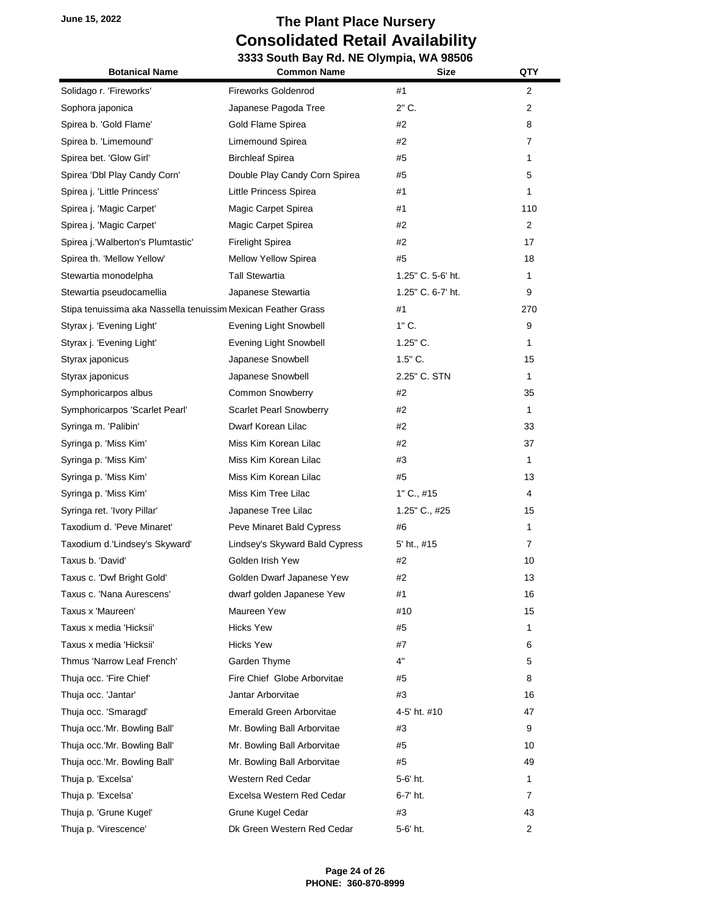June 15, 2022

# The Plant Place Nursery
## Consolidated Retail Availability
### 3333 South Bay Rd. NE Olympia, WA 98506

| Botanical Name | Common Name | Size | QTY |
|---|---|---|---|
| Solidago r. 'Fireworks' | Fireworks Goldenrod | #1 | 2 |
| Sophora japonica | Japanese Pagoda Tree | 2" C. | 2 |
| Spirea b. 'Gold Flame' | Gold Flame Spirea | #2 | 8 |
| Spirea b. 'Limemound' | Limemound Spirea | #2 | 7 |
| Spirea bet. 'Glow Girl' | Birchleaf Spirea | #5 | 1 |
| Spirea 'Dbl Play Candy Corn' | Double Play Candy Corn Spirea | #5 | 5 |
| Spirea j. 'Little Princess' | Little Princess Spirea | #1 | 1 |
| Spirea j. 'Magic Carpet' | Magic Carpet Spirea | #1 | 110 |
| Spirea j. 'Magic Carpet' | Magic Carpet Spirea | #2 | 2 |
| Spirea j.'Walberton's Plumtastic' | Firelight Spirea | #2 | 17 |
| Spirea th. 'Mellow Yellow' | Mellow Yellow Spirea | #5 | 18 |
| Stewartia monodelpha | Tall Stewartia | 1.25" C. 5-6' ht. | 1 |
| Stewartia pseudocamellia | Japanese Stewartia | 1.25" C. 6-7' ht. | 9 |
| Stipa tenuissima aka Nassella tenuissim | Mexican Feather Grass | #1 | 270 |
| Styrax j. 'Evening Light' | Evening Light Snowbell | 1" C. | 9 |
| Styrax j. 'Evening Light' | Evening Light Snowbell | 1.25" C. | 1 |
| Styrax japonicus | Japanese Snowbell | 1.5" C. | 15 |
| Styrax japonicus | Japanese Snowbell | 2.25" C. STN | 1 |
| Symphoricarpos albus | Common Snowberry | #2 | 35 |
| Symphoricarpos 'Scarlet Pearl' | Scarlet Pearl Snowberry | #2 | 1 |
| Syringa m. 'Palibin' | Dwarf Korean Lilac | #2 | 33 |
| Syringa p. 'Miss Kim' | Miss Kim Korean Lilac | #2 | 37 |
| Syringa p. 'Miss Kim' | Miss Kim Korean Lilac | #3 | 1 |
| Syringa p. 'Miss Kim' | Miss Kim Korean Lilac | #5 | 13 |
| Syringa p. 'Miss Kim' | Miss Kim Tree Lilac | 1" C., #15 | 4 |
| Syringa ret. 'Ivory Pillar' | Japanese Tree Lilac | 1.25" C., #25 | 15 |
| Taxodium d. 'Peve Minaret' | Peve Minaret Bald Cypress | #6 | 1 |
| Taxodium d.'Lindsey's Skyward' | Lindsey's Skyward Bald Cypress | 5' ht., #15 | 7 |
| Taxus b. 'David' | Golden Irish Yew | #2 | 10 |
| Taxus c. 'Dwf Bright Gold' | Golden Dwarf Japanese Yew | #2 | 13 |
| Taxus c. 'Nana Aurescens' | dwarf golden Japanese Yew | #1 | 16 |
| Taxus x 'Maureen' | Maureen Yew | #10 | 15 |
| Taxus x media 'Hicksii' | Hicks Yew | #5 | 1 |
| Taxus x media 'Hicksii' | Hicks Yew | #7 | 6 |
| Thmus 'Narrow Leaf French' | Garden Thyme | 4" | 5 |
| Thuja occ. 'Fire Chief' | Fire Chief Globe Arborvitae | #5 | 8 |
| Thuja occ. 'Jantar' | Jantar Arborvitae | #3 | 16 |
| Thuja occ. 'Smaragd' | Emerald Green Arborvitae | 4-5' ht. #10 | 47 |
| Thuja occ.'Mr. Bowling Ball' | Mr. Bowling Ball Arborvitae | #3 | 9 |
| Thuja occ.'Mr. Bowling Ball' | Mr. Bowling Ball Arborvitae | #5 | 10 |
| Thuja occ.'Mr. Bowling Ball' | Mr. Bowling Ball Arborvitae | #5 | 49 |
| Thuja p. 'Excelsa' | Western Red Cedar | 5-6' ht. | 1 |
| Thuja p. 'Excelsa' | Excelsa Western Red Cedar | 6-7' ht. | 7 |
| Thuja p. 'Grune Kugel' | Grune Kugel Cedar | #3 | 43 |
| Thuja p. 'Virescence' | Dk Green Western Red Cedar | 5-6' ht. | 2 |

PHONE: 360-870-8999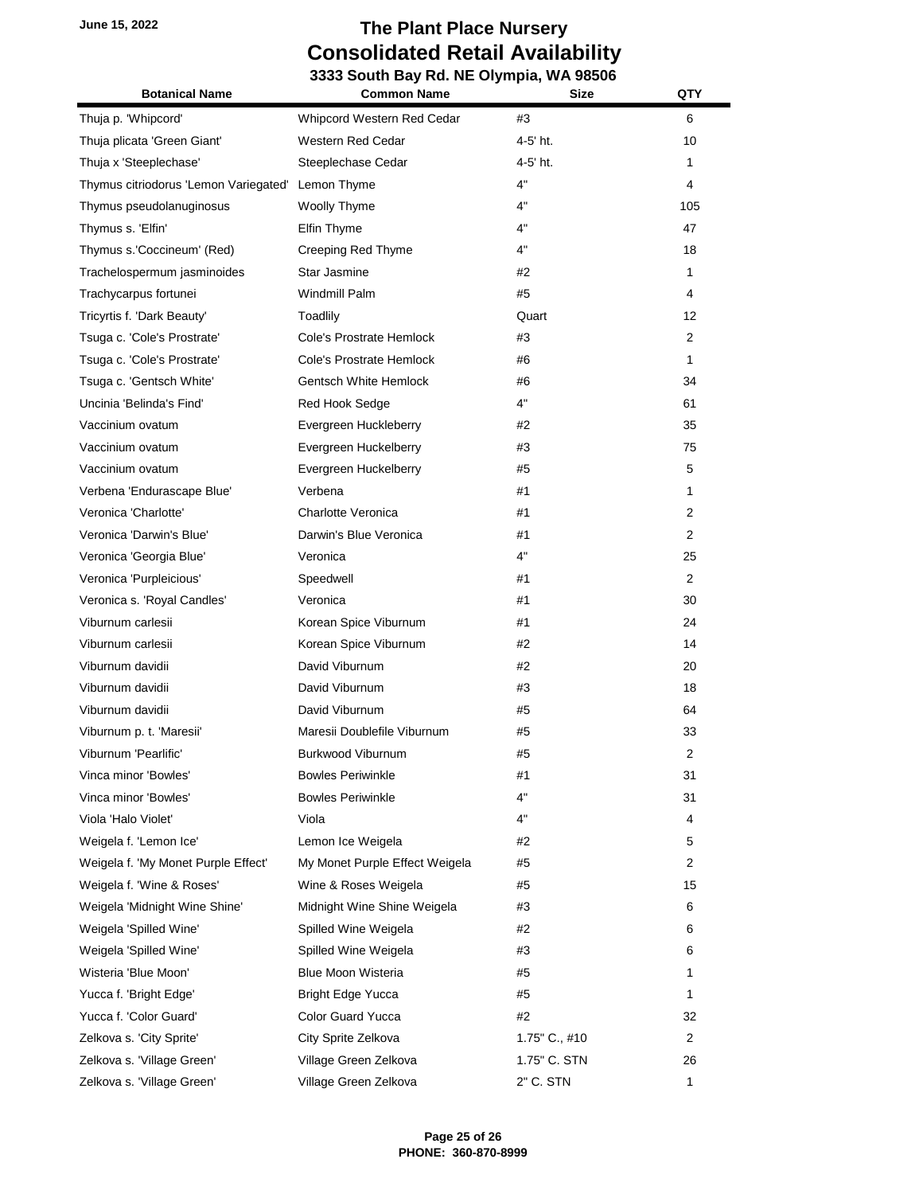# The Plant Place Nursery

## Consolidated Retail Availability

### 3333 South Bay Rd. NE Olympia, WA 98506

June 15, 2022

| Botanical Name | Common Name | Size | QTY |
|---|---|---|---|
| Thuja p. 'Whipcord' | Whipcord Western Red Cedar | #3 | 6 |
| Thuja plicata 'Green Giant' | Western Red Cedar | 4-5' ht. | 10 |
| Thuja x 'Steeplechase' | Steeplechase Cedar | 4-5' ht. | 1 |
| Thymus citriodorus 'Lemon Variegated' | Lemon Thyme | 4" | 4 |
| Thymus pseudolanuginosus | Woolly Thyme | 4" | 105 |
| Thymus s. 'Elfin' | Elfin Thyme | 4" | 47 |
| Thymus s.'Coccineum' (Red) | Creeping Red Thyme | 4" | 18 |
| Trachelospermum jasminoides | Star Jasmine | #2 | 1 |
| Trachycarpus fortunei | Windmill Palm | #5 | 4 |
| Tricyrtis f. 'Dark Beauty' | Toadlily | Quart | 12 |
| Tsuga c. 'Cole's Prostrate' | Cole's Prostrate Hemlock | #3 | 2 |
| Tsuga c. 'Cole's Prostrate' | Cole's Prostrate Hemlock | #6 | 1 |
| Tsuga c. 'Gentsch White' | Gentsch White Hemlock | #6 | 34 |
| Uncinia 'Belinda's Find' | Red Hook Sedge | 4" | 61 |
| Vaccinium ovatum | Evergreen Huckleberry | #2 | 35 |
| Vaccinium ovatum | Evergreen Huckelberry | #3 | 75 |
| Vaccinium ovatum | Evergreen Huckelberry | #5 | 5 |
| Verbena 'Endurascape Blue' | Verbena | #1 | 1 |
| Veronica 'Charlotte' | Charlotte Veronica | #1 | 2 |
| Veronica 'Darwin's Blue' | Darwin's Blue Veronica | #1 | 2 |
| Veronica 'Georgia Blue' | Veronica | 4" | 25 |
| Veronica 'Purpleicious' | Speedwell | #1 | 2 |
| Veronica s. 'Royal Candles' | Veronica | #1 | 30 |
| Viburnum carlesii | Korean Spice Viburnum | #1 | 24 |
| Viburnum carlesii | Korean Spice Viburnum | #2 | 14 |
| Viburnum davidii | David Viburnum | #2 | 20 |
| Viburnum davidii | David Viburnum | #3 | 18 |
| Viburnum davidii | David Viburnum | #5 | 64 |
| Viburnum p. t. 'Maresii' | Maresii Doublefile Viburnum | #5 | 33 |
| Viburnum 'Pearlific' | Burkwood Viburnum | #5 | 2 |
| Vinca minor 'Bowles' | Bowles Periwinkle | #1 | 31 |
| Vinca minor 'Bowles' | Bowles Periwinkle | 4" | 31 |
| Viola 'Halo Violet' | Viola | 4" | 4 |
| Weigela f. 'Lemon Ice' | Lemon Ice Weigela | #2 | 5 |
| Weigela f. 'My Monet Purple Effect' | My Monet Purple Effect Weigela | #5 | 2 |
| Weigela f. 'Wine & Roses' | Wine & Roses Weigela | #5 | 15 |
| Weigela 'Midnight Wine Shine' | Midnight Wine Shine Weigela | #3 | 6 |
| Weigela 'Spilled Wine' | Spilled Wine Weigela | #2 | 6 |
| Weigela 'Spilled Wine' | Spilled Wine Weigela | #3 | 6 |
| Wisteria 'Blue Moon' | Blue Moon Wisteria | #5 | 1 |
| Yucca f. 'Bright Edge' | Bright Edge Yucca | #5 | 1 |
| Yucca f. 'Color Guard' | Color Guard Yucca | #2 | 32 |
| Zelkova s. 'City Sprite' | City Sprite Zelkova | 1.75" C., #10 | 2 |
| Zelkova s. 'Village Green' | Village Green Zelkova | 1.75" C. STN | 26 |
| Zelkova s. 'Village Green' | Village Green Zelkova | 2" C. STN | 1 |

PHONE: 360-870-8999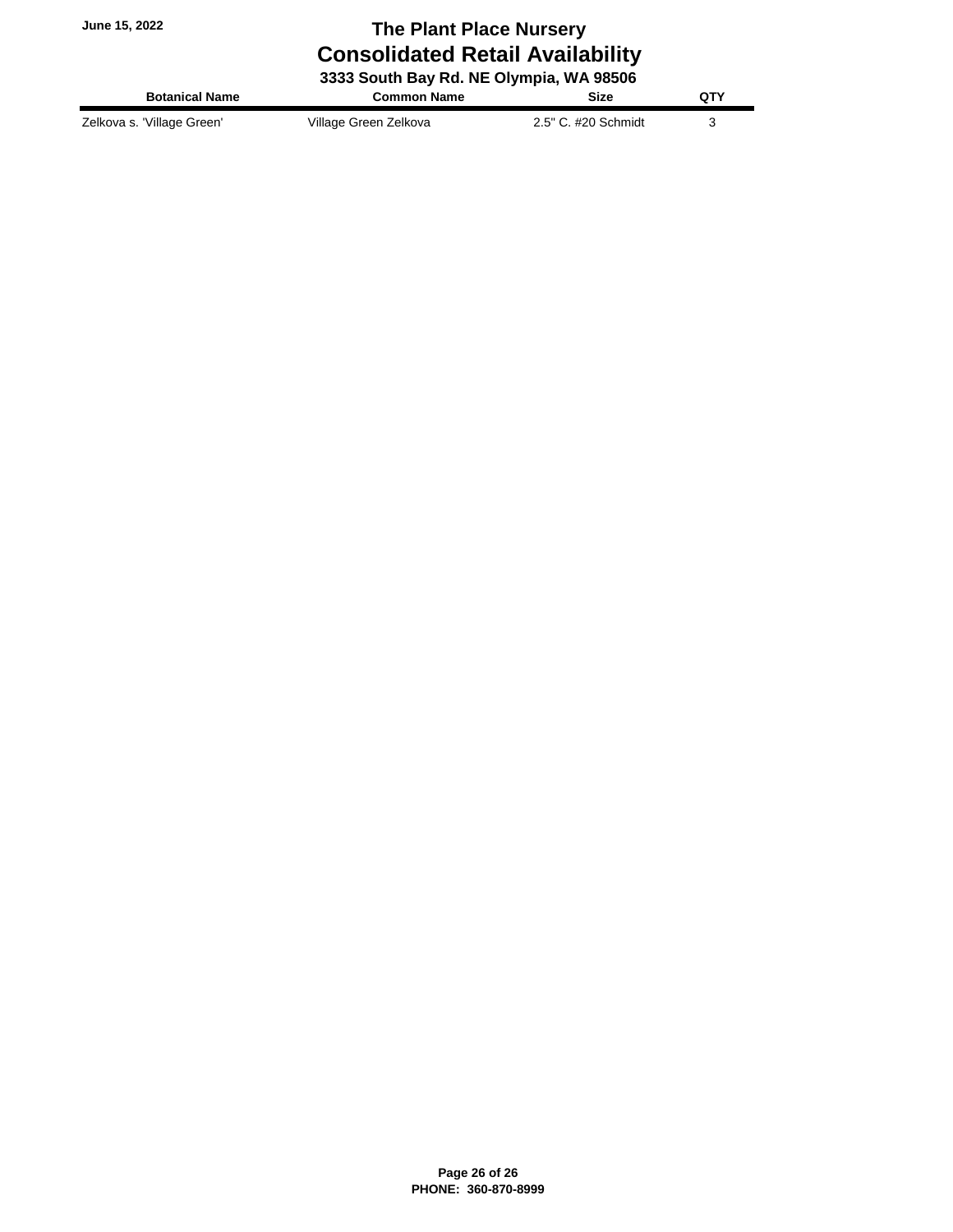| Botanical Name | Common Name | Size | QTY |
|---|---|---|---|
| Zelkova s. 'Village Green' | Village Green Zelkova | 2.5" C. #20 Schmidt | 3 |